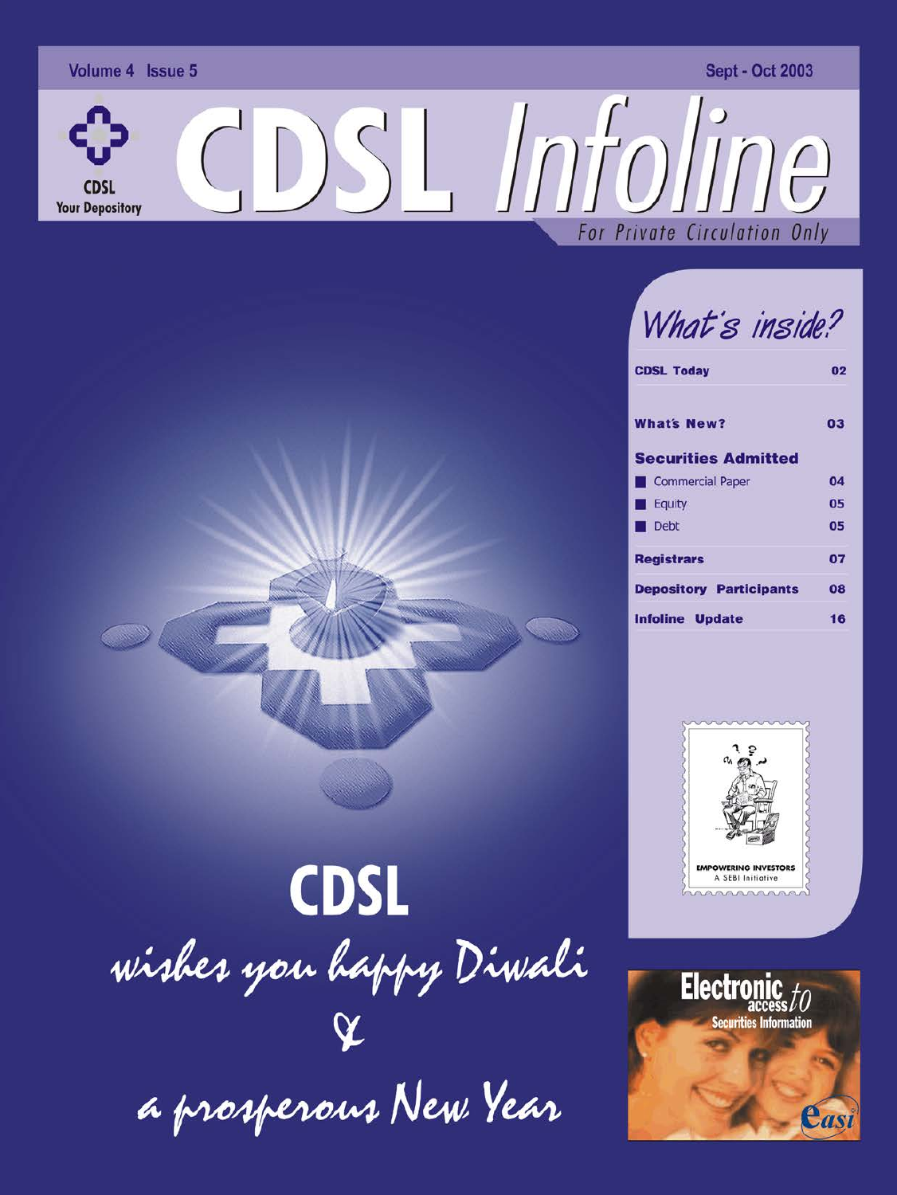Volume 4 Issue 5

Sept - Oct 2003

CDSL
Your Depository

# CDSL Infoline

For Private Circulation Only

## What's inside?

| | |
|---|---|
| **CDSL Today** | 02 |
| **What's New?** | 03 |
| **Securities Admitted** | |
| Commercial Paper | 04 |
| Equity | 05 |
| Debt | 05 |
| **Registrars** | 07 |
| **Depository Participants** | 08 |
| **Infoline Update** | 16 |

EMPOWERING INVESTORS
A SEBI Initiative

Electronic access to Securities Information

easi

**CDSL**

*wishes you happy Diwali*

*&*

*a prosperous New Year*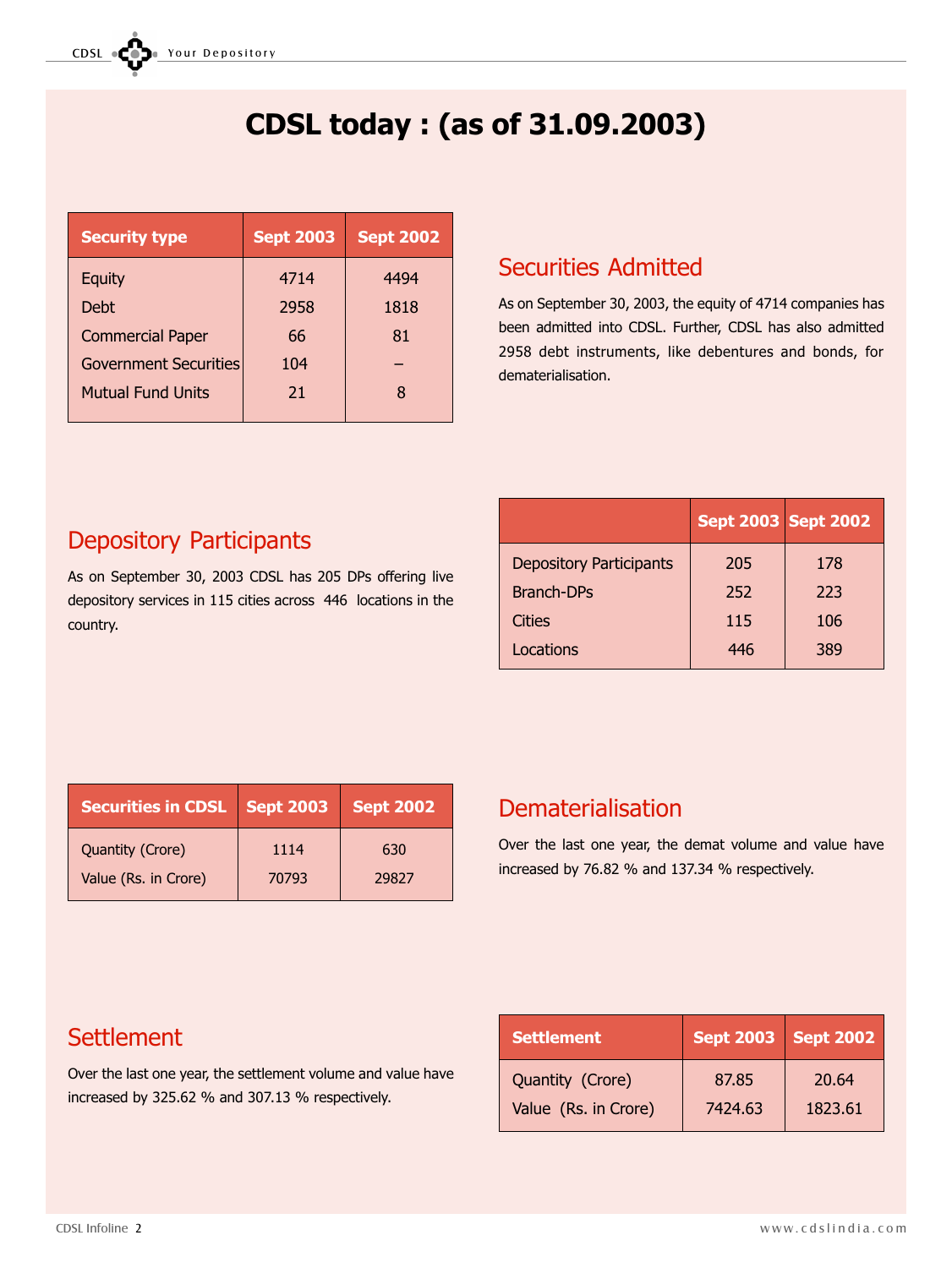# CDSL today : (as of 31.09.2003)

| Security type | Sept 2003 | Sept 2002 |
|---|---|---|
| Equity | 4714 | 4494 |
| Debt | 2958 | 1818 |
| Commercial Paper | 66 | 81 |
| Government Securities | 104 | – |
| Mutual Fund Units | 21 | 8 |

## Securities Admitted

As on September 30, 2003, the equity of 4714 companies has been admitted into CDSL. Further, CDSL has also admitted 2958 debt instruments, like debentures and bonds, for dematerialisation.

## Depository Participants

As on September 30, 2003 CDSL has 205 DPs offering live depository services in 115 cities across 446 locations in the country.

| | Sept 2003 | Sept 2002 |
|---|---|---|
| Depository Participants | 205 | 178 |
| Branch-DPs | 252 | 223 |
| Cities | 115 | 106 |
| Locations | 446 | 389 |

| Securities in CDSL | Sept 2003 | Sept 2002 |
|---|---|---|
| Quantity (Crore) | 1114 | 630 |
| Value (Rs. in Crore) | 70793 | 29827 |

## Dematerialisation

Over the last one year, the demat volume and value have increased by 76.82 % and 137.34 % respectively.

## Settlement

Over the last one year, the settlement volume and value have increased by 325.62 % and 307.13 % respectively.

| Settlement | Sept 2003 | Sept 2002 |
|---|---|---|
| Quantity (Crore) | 87.85 | 20.64 |
| Value (Rs. in Crore) | 7424.63 | 1823.61 |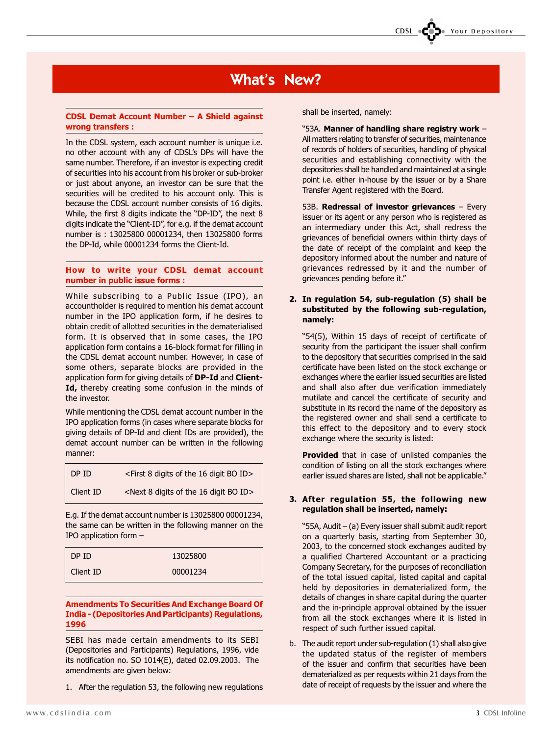# What's New?

### CDSL Demat Account Number – A Shield against wrong transfers :

In the CDSL system, each account number is unique i.e. no other account with any of CDSL's DPs will have the same number. Therefore, if an investor is expecting credit of securities into his account from his broker or sub-broker or just about anyone, an investor can be sure that the securities will be credited to his account only. This is because the CDSL account number consists of 16 digits. While, the first 8 digits indicate the "DP-ID", the next 8 digits indicate the "Client-ID", for e.g. if the demat account number is : 13025800 00001234, then 13025800 forms the DP-Id, while 00001234 forms the Client-Id.

### How to write your CDSL demat account number in public issue forms :

While subscribing to a Public Issue (IPO), an accountholder is required to mention his demat account number in the IPO application form, if he desires to obtain credit of allotted securities in the dematerialised form. It is observed that in some cases, the IPO application form contains a 16-block format for filling in the CDSL demat account number. However, in case of some others, separate blocks are provided in the application form for giving details of **DP-Id** and **Client-Id,** thereby creating some confusion in the minds of the investor.

While mentioning the CDSL demat account number in the IPO application forms (in cases where separate blocks for giving details of DP-Id and client IDs are provided), the demat account number can be written in the following manner:

| | |
|---|---|
| DP ID | <First 8 digits of the 16 digit BO ID> |
| Client ID | <Next 8 digits of the 16 digit BO ID> |

E.g. If the demat account number is 13025800 00001234, the same can be written in the following manner on the IPO application form –

| | |
|---|---|
| DP ID | 13025800 |
| Client ID | 00001234 |

### Amendments To Securities And Exchange Board Of India - (Depositories And Participants) Regulations, 1996

SEBI has made certain amendments to its SEBI (Depositories and Participants) Regulations, 1996, vide its notification no. SO 1014(E), dated 02.09.2003. The amendments are given below:

1. After the regulation 53, the following new regulations shall be inserted, namely:

   "53A. **Manner of handling share registry work** – All matters relating to transfer of securities, maintenance of records of holders of securities, handling of physical securities and establishing connectivity with the depositories shall be handled and maintained at a single point i.e. either in-house by the issuer or by a Share Transfer Agent registered with the Board.

   53B. **Redressal of investor grievances** – Every issuer or its agent or any person who is registered as an intermediary under this Act, shall redress the grievances of beneficial owners within thirty days of the date of receipt of the complaint and keep the depository informed about the number and nature of grievances redressed by it and the number of grievances pending before it."

2. **In regulation 54, sub-regulation (5) shall be substituted by the following sub-regulation, namely:**

   "54(5), Within 15 days of receipt of certificate of security from the participant the issuer shall confirm to the depository that securities comprised in the said certificate have been listed on the stock exchange or exchanges where the earlier issued securities are listed and shall also after due verification immediately mutilate and cancel the certificate of security and substitute in its record the name of the depository as the registered owner and shall send a certificate to this effect to the depository and to every stock exchange where the security is listed:

   **Provided** that in case of unlisted companies the condition of listing on all the stock exchanges where earlier issued shares are listed, shall not be applicable."

3. **After regulation 55, the following new regulation shall be inserted, namely:**

   "55A, Audit – (a) Every issuer shall submit audit report on a quarterly basis, starting from September 30, 2003, to the concerned stock exchanges audited by a qualified Chartered Accountant or a practicing Company Secretary, for the purposes of reconciliation of the total issued capital, listed capital and capital held by depositories in dematerialized form, the details of changes in share capital during the quarter and the in-principle approval obtained by the issuer from all the stock exchanges where it is listed in respect of such further issued capital.

   b. The audit report under sub-regulation (1) shall also give the updated status of the register of members of the issuer and confirm that securities have been dematerialized as per requests within 21 days from the date of receipt of requests by the issuer and where the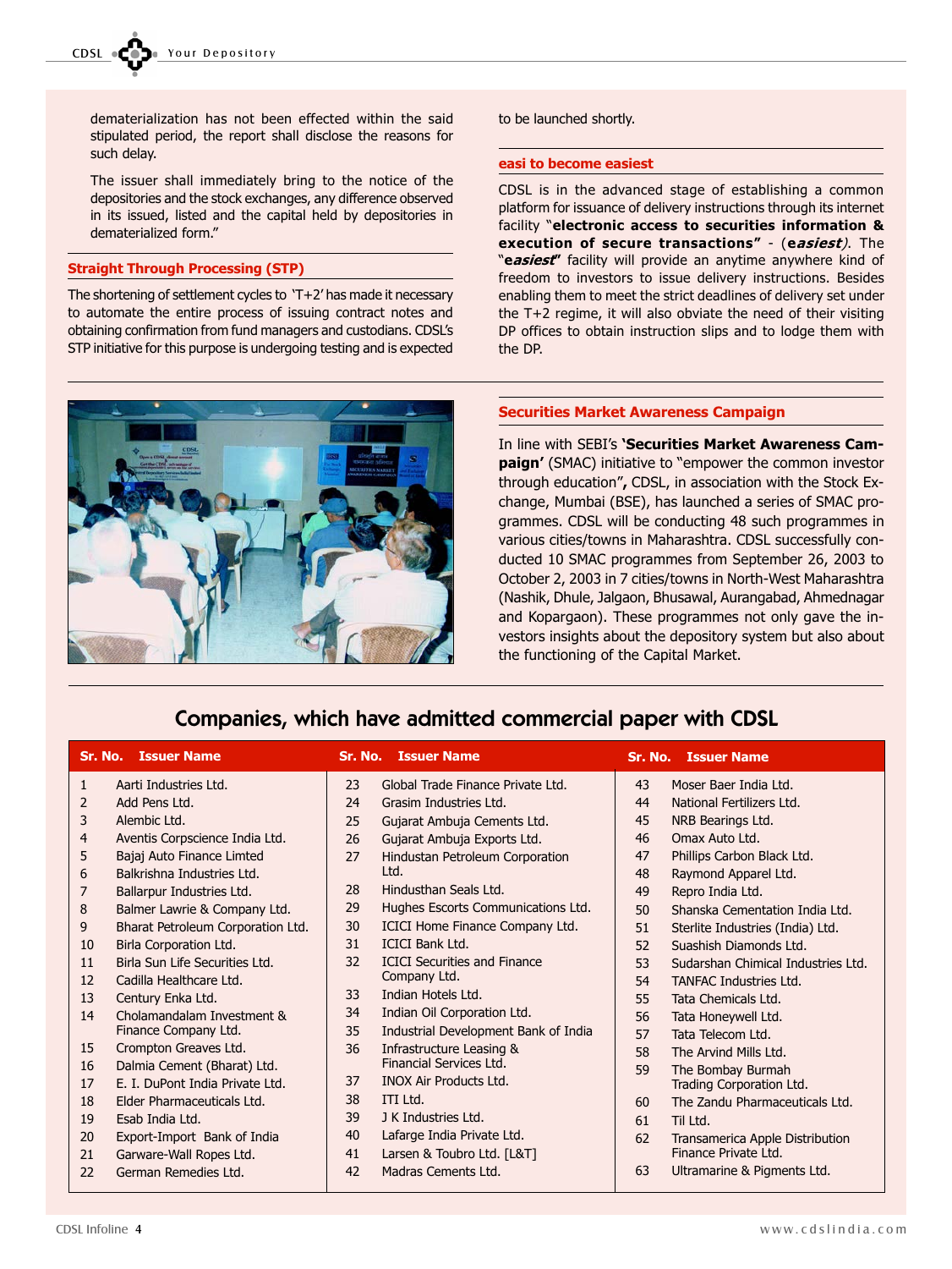dematerialization has not been effected within the said stipulated period, the report shall disclose the reasons for such delay.

The issuer shall immediately bring to the notice of the depositories and the stock exchanges, any difference observed in its issued, listed and the capital held by depositories in dematerialized form."

## Straight Through Processing (STP)

The shortening of settlement cycles to 'T+2' has made it necessary to automate the entire process of issuing contract notes and obtaining confirmation from fund managers and custodians. CDSL's STP initiative for this purpose is undergoing testing and is expected to be launched shortly.

## easi to become easiest

CDSL is in the advanced stage of establishing a common platform for issuance of delivery instructions through its internet facility **"electronic access to securities information & execution of secure transactions"** - (***easiest***). The "***easiest***" facility will provide an anytime anywhere kind of freedom to investors to issue delivery instructions. Besides enabling them to meet the strict deadlines of delivery set under the T+2 regime, it will also obviate the need of their visiting DP offices to obtain instruction slips and to lodge them with the DP.

## Securities Market Awareness Campaign

In line with SEBI's **'Securities Market Awareness Campaign'** (SMAC) initiative to "empower the common investor through education"**,** CDSL, in association with the Stock Exchange, Mumbai (BSE), has launched a series of SMAC programmes. CDSL will be conducting 48 such programmes in various cities/towns in Maharashtra. CDSL successfully conducted 10 SMAC programmes from September 26, 2003 to October 2, 2003 in 7 cities/towns in North-West Maharashtra (Nashik, Dhule, Jalgaon, Bhusawal, Aurangabad, Ahmednagar and Kopargaon). These programmes not only gave the investors insights about the depository system but also about the functioning of the Capital Market.

## Companies, which have admitted commercial paper with CDSL

| Sr. No. | Issuer Name | Sr. No. | Issuer Name | Sr. No. | Issuer Name |
|---|---|---|---|---|---|
| 1 | Aarti Industries Ltd. | 23 | Global Trade Finance Private Ltd. | 43 | Moser Baer India Ltd. |
| 2 | Add Pens Ltd. | 24 | Grasim Industries Ltd. | 44 | National Fertilizers Ltd. |
| 3 | Alembic Ltd. | 25 | Gujarat Ambuja Cements Ltd. | 45 | NRB Bearings Ltd. |
| 4 | Aventis Corpscience India Ltd. | 26 | Gujarat Ambuja Exports Ltd. | 46 | Omax Auto Ltd. |
| 5 | Bajaj Auto Finance Limted | 27 | Hindustan Petroleum Corporation Ltd. | 47 | Phillips Carbon Black Ltd. |
| 6 | Balkrishna Industries Ltd. | 28 | Hindusthan Seals Ltd. | 48 | Raymond Apparel Ltd. |
| 7 | Ballarpur Industries Ltd. | 29 | Hughes Escorts Communications Ltd. | 49 | Repro India Ltd. |
| 8 | Balmer Lawrie & Company Ltd. | 30 | ICICI Home Finance Company Ltd. | 50 | Shanska Cementation India Ltd. |
| 9 | Bharat Petroleum Corporation Ltd. | 31 | ICICI Bank Ltd. | 51 | Sterlite Industries (India) Ltd. |
| 10 | Birla Corporation Ltd. | 32 | ICICI Securities and Finance Company Ltd. | 52 | Suashish Diamonds Ltd. |
| 11 | Birla Sun Life Securities Ltd. | 33 | Indian Hotels Ltd. | 53 | Sudarshan Chimical Industries Ltd. |
| 12 | Cadilla Healthcare Ltd. | 34 | Indian Oil Corporation Ltd. | 54 | TANFAC Industries Ltd. |
| 13 | Century Enka Ltd. | 35 | Industrial Development Bank of India | 55 | Tata Chemicals Ltd. |
| 14 | Cholamandalam Investment & Finance Company Ltd. | 36 | Infrastructure Leasing & Financial Services Ltd. | 56 | Tata Honeywell Ltd. |
| 15 | Crompton Greaves Ltd. | 37 | INOX Air Products Ltd. | 57 | Tata Telecom Ltd. |
| 16 | Dalmia Cement (Bharat) Ltd. | 38 | ITI Ltd. | 58 | The Arvind Mills Ltd. |
| 17 | E. I. DuPont India Private Ltd. | 39 | J K Industries Ltd. | 59 | The Bombay Burmah Trading Corporation Ltd. |
| 18 | Elder Pharmaceuticals Ltd. | 40 | Lafarge India Private Ltd. | 60 | The Zandu Pharmaceuticals Ltd. |
| 19 | Esab India Ltd. | 41 | Larsen & Toubro Ltd. [L&T] | 61 | Til Ltd. |
| 20 | Export-Import Bank of India | 42 | Madras Cements Ltd. | 62 | Transamerica Apple Distribution Finance Private Ltd. |
| 21 | Garware-Wall Ropes Ltd. | | | 63 | Ultramarine & Pigments Ltd. |
| 22 | German Remedies Ltd. | | | | |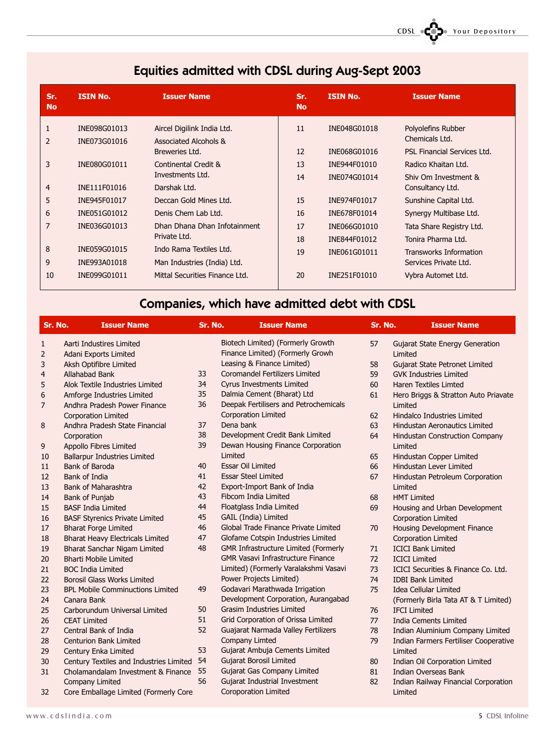## Equities admitted with CDSL during Aug-Sept 2003

| Sr. No | ISIN No. | Issuer Name |
|---|---|---|
| 1 | INE098G01013 | Aircel Digilink India Ltd. |
| 2 | INE073G01016 | Associated Alcohols & Breweries Ltd. |
| 3 | INE080G01011 | Continental Credit & Investments Ltd. |
| 4 | INE111F01016 | Darshak Ltd. |
| 5 | INE945F01017 | Deccan Gold Mines Ltd. |
| 6 | INE051G01012 | Denis Chem Lab Ltd. |
| 7 | INE036G01013 | Dhan Dhana Dhan Infotainment Private Ltd. |
| 8 | INE059G01015 | Indo Rama Textiles Ltd. |
| 9 | INE993A01018 | Man Industries (India) Ltd. |
| 10 | INE099G01011 | Mittal Securities Finance Ltd. |
| 11 | INE048G01018 | Polyolefins Rubber Chemicals Ltd. |
| 12 | INE068G01016 | PSL Financial Services Ltd. |
| 13 | INE944F01010 | Radico Khaitan Ltd. |
| 14 | INE074G01014 | Shiv Om Investment & Consultancy Ltd. |
| 15 | INE974F01017 | Sunshine Capital Ltd. |
| 16 | INE678F01014 | Synergy Multibase Ltd. |
| 17 | INE066G01010 | Tata Share Registry Ltd. |
| 18 | INE844F01012 | Tonira Pharma Ltd. |
| 19 | INE061G01011 | Transworks Information Services Private Ltd. |
| 20 | INE251F01010 | Vybra Automet Ltd. |

## Companies, which have admitted debt with CDSL

| Sr. No. | Issuer Name |
|---|---|
| 1 | Aarti Industires Limited |
| 2 | Adani Exports Limited |
| 3 | Aksh Optifibre Limited |
| 4 | Allahabad Bank |
| 5 | Alok Textile Industries Limited |
| 6 | Amforge Industries Limited |
| 7 | Andhra Pradesh Power Finance Corporation Limited |
| 8 | Andhra Pradesh State Financial Corporation |
| 9 | Appollo Fibres Limited |
| 10 | Ballarpur Industries Limited |
| 11 | Bank of Baroda |
| 12 | Bank of India |
| 13 | Bank of Maharashtra |
| 14 | Bank of Punjab |
| 15 | BASF India Limited |
| 16 | BASF Styrenics Private Limited |
| 17 | Bharat Forge Limited |
| 18 | Bharat Heavy Electricals Limited |
| 19 | Bharat Sanchar Nigam Limited |
| 20 | Bharti Mobile Limited |
| 21 | BOC India Limited |
| 22 | Borosil Glass Works Limited |
| 23 | BPL Mobile Comminuctions Limited |
| 24 | Canara Bank |
| 25 | Carborundum Universal Limited |
| 26 | CEAT Limited |
| 27 | Central Bank of India |
| 28 | Centurion Bank Limited |
| 29 | Century Enka Limited |
| 30 | Century Textiles and Industries Limited |
| 31 | Cholamandalam Investment & Finance Company Limited |
| 32 | Core Emballage Limited (Formerly Core Biotech Limited) (Formerly Growth Finance Limited) (Formerly Grown Leasing & Finance Limited) |
| 33 | Coromandel Fertilizers Limited |
| 34 | Cyrus Investments Limited |
| 35 | Dalmia Cement (Bharat) Ltd |
| 36 | Deepak Fertilisers and Petrochemicals Corporation Limited |
| 37 | Dena bank |
| 38 | Development Credit Bank Limited |
| 39 | Dewan Housing Finance Corporation Limited |
| 40 | Essar Oil Limited |
| 41 | Essar Steel Limited |
| 42 | Export-Import Bank of India |
| 43 | Fibcom India Limited |
| 44 | Floatglass India Limited |
| 45 | GAIL (India) Limited |
| 46 | Global Trade Finance Private Limited |
| 47 | Glofame Cotspin Industries Limited |
| 48 | GMR Infrastructure Limited (Formerly GMR Vasavi Infrastructure Finance Limited) (Formerly Varalakshmi Vasavi Power Projects Limited) |
| 49 | Godavari Marathwada Irrigation Development Corporation, Aurangabad |
| 50 | Grasim Industries Limited |
| 51 | Grid Corporation of Orissa Limited |
| 52 | Guajarat Narmada Valley Fertilizers Company Limted |
| 53 | Gujarat Ambuja Cements Limited |
| 54 | Gujarat Borosil Limited |
| 55 | Gujarat Gas Company Limited |
| 56 | Gujarat Industrial Investment Coroporation Limited |
| 57 | Gujarat State Energy Generation Limited |
| 58 | Gujarat State Petronet Limited |
| 59 | GVK Industries Limited |
| 60 | Haren Textiles Limted |
| 61 | Hero Briggs & Stratton Auto Priavate Limited |
| 62 | Hindalco Industries Limited |
| 63 | Hindustan Aeronautics Limited |
| 64 | Hindustan Construction Company Limited |
| 65 | Hindustan Copper Limited |
| 66 | Hindustan Lever Limited |
| 67 | Hindustan Petroleum Corporation Limited |
| 68 | HMT Limited |
| 69 | Housing and Urban Development Corporation Limited |
| 70 | Housing Development Finance Corporation Limited |
| 71 | ICICI Bank Limited |
| 72 | ICICI Limited |
| 73 | ICICI Securities & Finance Co. Ltd. |
| 74 | IDBI Bank Limited |
| 75 | Idea Cellular Limited (Formerly Birla Tata AT & T Limited) |
| 76 | IFCI Limited |
| 77 | India Cements Limited |
| 78 | Indian Aluminium Company Limited |
| 79 | Indian Farmers Fertiliser Cooperative Limited |
| 80 | Indian Oil Corporation Limited |
| 81 | Indian Overseas Bank |
| 82 | Indian Railway Financial Corporation Limited |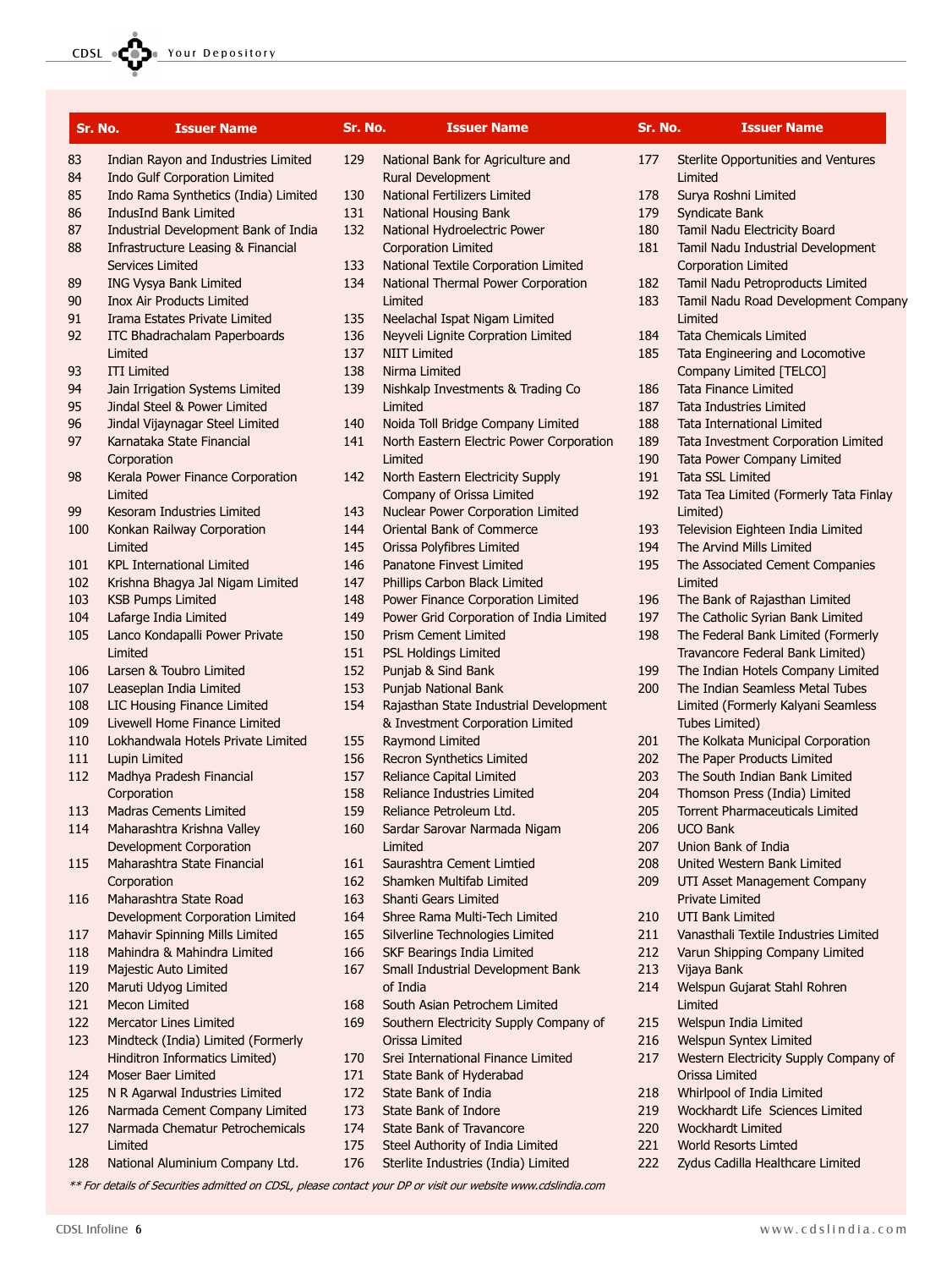| Sr. No. | Issuer Name |
|---|---|
| 83 | Indian Rayon and Industries Limited |
| 84 | Indo Gulf Corporation Limited |
| 85 | Indo Rama Synthetics (India) Limited |
| 86 | IndusInd Bank Limited |
| 87 | Industrial Development Bank of India |
| 88 | Infrastructure Leasing & Financial Services Limited |
| 89 | ING Vysya Bank Limited |
| 90 | Inox Air Products Limited |
| 91 | Irama Estates Private Limited |
| 92 | ITC Bhadrachalam Paperboards Limited |
| 93 | ITI Limited |
| 94 | Jain Irrigation Systems Limited |
| 95 | Jindal Steel & Power Limited |
| 96 | Jindal Vijaynagar Steel Limited |
| 97 | Karnataka State Financial Corporation |
| 98 | Kerala Power Finance Corporation Limited |
| 99 | Kesoram Industries Limited |
| 100 | Konkan Railway Corporation Limited |
| 101 | KPL International Limited |
| 102 | Krishna Bhagya Jal Nigam Limited |
| 103 | KSB Pumps Limited |
| 104 | Lafarge India Limited |
| 105 | Lanco Kondapalli Power Private Limited |
| 106 | Larsen & Toubro Limited |
| 107 | Leaseplan India Limited |
| 108 | LIC Housing Finance Limited |
| 109 | Livewell Home Finance Limited |
| 110 | Lokhandwala Hotels Private Limited |
| 111 | Lupin Limited |
| 112 | Madhya Pradesh Financial Corporation |
| 113 | Madras Cements Limited |
| 114 | Maharashtra Krishna Valley Development Corporation |
| 115 | Maharashtra State Financial Corporation |
| 116 | Maharashtra State Road Development Corporation Limited |
| 117 | Mahavir Spinning Mills Limited |
| 118 | Mahindra & Mahindra Limited |
| 119 | Majestic Auto Limited |
| 120 | Maruti Udyog Limited |
| 121 | Mecon Limited |
| 122 | Mercator Lines Limited |
| 123 | Mindteck (India) Limited (Formerly Hinditron Informatics Limited) |
| 124 | Moser Baer Limited |
| 125 | N R Agarwal Industries Limited |
| 126 | Narmada Cement Company Limited |
| 127 | Narmada Chematur Petrochemicals Limited |
| 128 | National Aluminium Company Ltd. |
| 129 | National Bank for Agriculture and Rural Development |
| 130 | National Fertilizers Limited |
| 131 | National Housing Bank |
| 132 | National Hydroelectric Power Corporation Limited |
| 133 | National Textile Corporation Limited |
| 134 | National Thermal Power Corporation Limited |
| 135 | Neelachal Ispat Nigam Limited |
| 136 | Neyveli Lignite Corpration Limited |
| 137 | NIIT Limited |
| 138 | Nirma Limited |
| 139 | Nishkalp Investments & Trading Co Limited |
| 140 | Noida Toll Bridge Company Limited |
| 141 | North Eastern Electric Power Corporation Limited |
| 142 | North Eastern Electricity Supply Company of Orissa Limited |
| 143 | Nuclear Power Corporation Limited |
| 144 | Oriental Bank of Commerce |
| 145 | Orissa Polyfibres Limited |
| 146 | Panatone Finvest Limited |
| 147 | Phillips Carbon Black Limited |
| 148 | Power Finance Corporation Limited |
| 149 | Power Grid Corporation of India Limited |
| 150 | Prism Cement Limited |
| 151 | PSL Holdings Limited |
| 152 | Punjab & Sind Bank |
| 153 | Punjab National Bank |
| 154 | Rajasthan State Industrial Development & Investment Corporation Limited |
| 155 | Raymond Limited |
| 156 | Recron Synthetics Limited |
| 157 | Reliance Capital Limited |
| 158 | Reliance Industries Limited |
| 159 | Reliance Petroleum Ltd. |
| 160 | Sardar Sarovar Narmada Nigam Limited |
| 161 | Saurashtra Cement Limtied |
| 162 | Shamken Multifab Limited |
| 163 | Shanti Gears Limited |
| 164 | Shree Rama Multi-Tech Limited |
| 165 | Silverline Technologies Limited |
| 166 | SKF Bearings India Limited |
| 167 | Small Industrial Development Bank of India |
| 168 | South Asian Petrochem Limited |
| 169 | Southern Electricity Supply Company of Orissa Limited |
| 170 | Srei International Finance Limited |
| 171 | State Bank of Hyderabad |
| 172 | State Bank of India |
| 173 | State Bank of Indore |
| 174 | State Bank of Travancore |
| 175 | Steel Authority of India Limited |
| 176 | Sterlite Industries (India) Limited |
| 177 | Sterlite Opportunities and Ventures Limited |
| 178 | Surya Roshni Limited |
| 179 | Syndicate Bank |
| 180 | Tamil Nadu Electricity Board |
| 181 | Tamil Nadu Industrial Development Corporation Limited |
| 182 | Tamil Nadu Petroproducts Limited |
| 183 | Tamil Nadu Road Development Company Limited |
| 184 | Tata Chemicals Limited |
| 185 | Tata Engineering and Locomotive Company Limited [TELCO] |
| 186 | Tata Finance Limited |
| 187 | Tata Industries Limited |
| 188 | Tata International Limited |
| 189 | Tata Investment Corporation Limited |
| 190 | Tata Power Company Limited |
| 191 | Tata SSL Limited |
| 192 | Tata Tea Limited (Formerly Tata Finlay Limited) |
| 193 | Television Eighteen India Limited |
| 194 | The Arvind Mills Limited |
| 195 | The Associated Cement Companies Limited |
| 196 | The Bank of Rajasthan Limited |
| 197 | The Catholic Syrian Bank Limited |
| 198 | The Federal Bank Limited (Formerly Travancore Federal Bank Limited) |
| 199 | The Indian Hotels Company Limited |
| 200 | The Indian Seamless Metal Tubes Limited (Formerly Kalyani Seamless Tubes Limited) |
| 201 | The Kolkata Municipal Corporation |
| 202 | The Paper Products Limited |
| 203 | The South Indian Bank Limited |
| 204 | Thomson Press (India) Limited |
| 205 | Torrent Pharmaceuticals Limited |
| 206 | UCO Bank |
| 207 | Union Bank of India |
| 208 | United Western Bank Limited |
| 209 | UTI Asset Management Company Private Limited |
| 210 | UTI Bank Limited |
| 211 | Vanasthali Textile Industries Limited |
| 212 | Varun Shipping Company Limited |
| 213 | Vijaya Bank |
| 214 | Welspun Gujarat Stahl Rohren Limited |
| 215 | Welspun India Limited |
| 216 | Welspun Syntex Limited |
| 217 | Western Electricity Supply Company of Orissa Limited |
| 218 | Whirlpool of India Limited |
| 219 | Wockhardt Life Sciences Limited |
| 220 | Wockhardt Limited |
| 221 | World Resorts Limited |
| 222 | Zydus Cadilla Healthcare Limited |

*** For details of Securities admitted on CDSL, please contact your DP or visit our website www.cdslindia.com*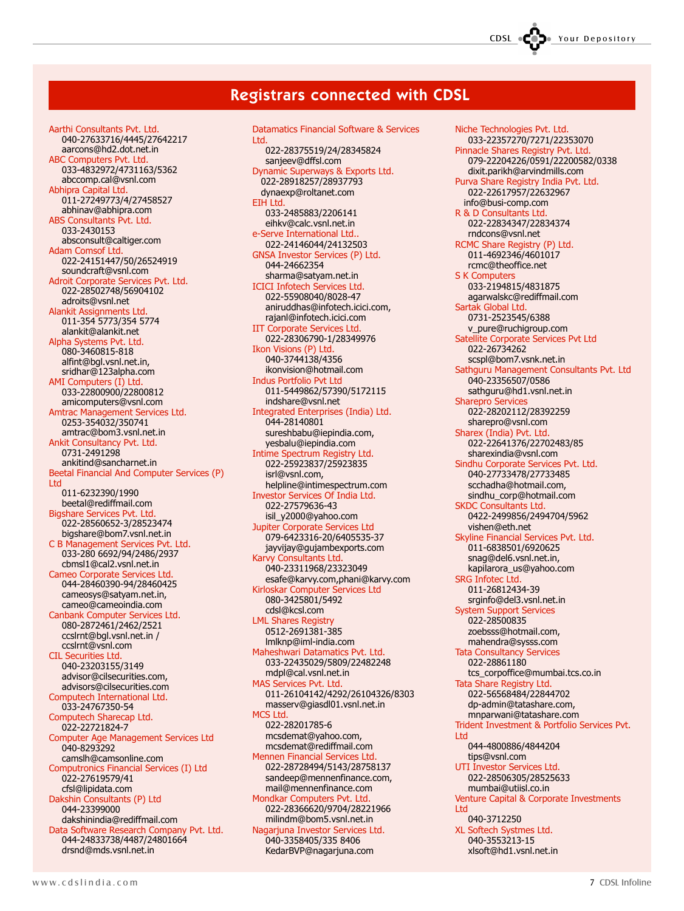## Registrars connected with CDSL

Aarthi Consultants Pvt. Ltd.
040-27633716/4445/27642217
aarcons@hd2.dot.net.in

ABC Computers Pvt. Ltd.
033-4832972/4731163/5362
abccomp.cal@vsnl.com

Abhipra Capital Ltd.
011-27249773/4/27458527
abhinav@abhipra.com

ABS Consultants Pvt. Ltd.
033-2430153
absconsult@caltiger.com

Adam Comsof Ltd.
022-24151447/50/26524919
soundcraft@vsnl.com

Adroit Corporate Services Pvt. Ltd.
022-28502748/56904102
adroits@vsnl.net

Alankit Assignments Ltd.
011-354 5773/354 5774
alankit@alankit.net

Alpha Systems Pvt. Ltd.
080-3460815-818
alfint@bgl.vsnl.net.in,
sridhar@123alpha.com

AMI Computers (I) Ltd.
033-22800900/22800812
amicomputers@vsnl.com

Amtrac Management Services Ltd.
0253-354032/350741
amtrac@bom3.vsnl.net.in

Ankit Consultancy Pvt. Ltd.
0731-2491298
ankitind@sancharnet.in

Beetal Financial And Computer Services (P) Ltd
011-6232390/1990
beetal@rediffmail.com

Bigshare Services Pvt. Ltd.
022-28560652-3/28523474
bigshare@bom7.vsnl.net.in

C B Management Services Pvt. Ltd.
033-280 6692/94/2486/2937
cbmsl1@cal2.vsnl.net.in

Cameo Corporate Services Ltd.
044-28460390-94/28460425
cameosys@satyam.net.in,
cameo@cameoindia.com

Canbank Computer Services Ltd.
080-2872461/2462/2521
ccslrnt@bgl.vsnl.net.in /
ccslrnt@vsnl.com

CIL Securities Ltd.
040-23203155/3149
advisor@cilsecurities.com,
advisors@cilsecurities.com

Computech International Ltd.
033-24767350-54

Computech Sharecap Ltd.
022-22721824-7

Computer Age Management Services Ltd
040-8293292
camslh@camsonline.com

Computronics Financial Services (I) Ltd
022-27619579/41
cfsl@lipidata.com

Dakshin Consultants (P) Ltd
044-23399000
dakshinindia@rediffmail.com

Data Software Research Company Pvt. Ltd.
044-24833738/4487/24801664
drsnd@mds.vsnl.net.in

Datamatics Financial Software & Services Ltd.
022-28375519/24/28345824
sanjeev@dffsl.com

Dynamic Superways & Exports Ltd.
022-28918257/28937793
dynaexp@roltanet.com

EIH Ltd.
033-2485883/2206141
eihkv@calc.vsnl.net.in

e-Serve International Ltd..
022-24146044/24132503

GNSA Investor Services (P) Ltd.
044-24662354
sharma@satyam.net.in

ICICI Infotech Services Ltd.
022-55908040/8028-47
aniruddhas@infotech.icici.com,
rajanl@infotech.icici.com

IIT Corporate Services Ltd.
022-28306790-1/28349976

Ikon Visions (P) Ltd.
040-3744138/4356
ikonvision@hotmail.com

Indus Portfolio Pvt Ltd
011-5449862/57390/5172115
indshare@vsnl.net

Integrated Enterprises (India) Ltd.
044-28140801
sureshbabu@iepindia.com,
yesbalu@iepindia.com

Intime Spectrum Registry Ltd.
022-25923837/25923835
isrl@vsnl.com,
helpline@intimespectrum.com

Investor Services Of India Ltd.
022-27579636-43
isil_y2000@yahoo.com

Jupiter Corporate Services Ltd
079-6423316-20/6405535-37
jayvijay@gujambexports.com

Karvy Consultants Ltd.
040-23311968/23323049
esafe@karvy.com,phani@karvy.com

Kirloskar Computer Services Ltd
080-3425801/5492
cdsl@kcsl.com

LML Shares Registry
0512-2691381-385
lmlknp@iml-india.com

Maheshwari Datamatics Pvt. Ltd.
033-22435029/5809/22482248
mdpl@cal.vsnl.net.in

MAS Services Pvt. Ltd.
011-26104142/4292/26104326/8303
masserv@giasdl01.vsnl.net.in

MCS Ltd.
022-28201785-6
mcsdemat@yahoo.com,
mcsdemat@rediffmail.com

Mennen Financial Services Ltd.
022-28728494/5143/28758137
sandeep@mennenfinance.com,
mail@mennenfinance.com

Mondkar Computers Pvt. Ltd.
022-28366620/9704/28221966
milindm@bom5.vsnl.net.in

Nagarjuna Investor Services Ltd.
040-3358405/335 8406
KedarBVP@nagarjuna.com

Niche Technologies Pvt. Ltd.
033-22357270/7271/22353070

Pinnacle Shares Registry Pvt. Ltd.
079-22204226/0591/22200582/0338
dixit.parikh@arvindmills.com

Purva Share Registry India Pvt. Ltd.
022-22617957/22632967
info@busi-comp.com

R & D Consultants Ltd.
022-22834347/22834374
rndcons@vsnl.net

RCMC Share Registry (P) Ltd.
011-4692346/4601017
rcmc@theoffice.net

S K Computers
033-2194815/4831875
agarwalskc@rediffmail.com

Sartak Global Ltd.
0731-2523545/6388
v_pure@ruchigroup.com

Satellite Corporate Services Pvt Ltd
022-26734262
scspl@bom7.vsnk.net.in

Sathguru Management Consultants Pvt. Ltd
040-23356507/0586
sathguru@hd1.vsnl.net.in

Sharepro Services
022-28202112/28392259
sharepro@vsnl.com

Sharex (India) Pvt. Ltd.
022-22641376/22702483/85
sharexindia@vsnl.com

Sindhu Corporate Services Pvt. Ltd.
040-27733478/27733485
scchadha@hotmail.com,
sindhu_corp@hotmail.com

SKDC Consultants Ltd.
0422-2499856/2494704/5962
vishen@eth.net

Skyline Financial Services Pvt. Ltd.
011-6838501/6920625
snag@del6.vsnl.net.in,
kapilarora_us@yahoo.com

SRG Infotec Ltd.
011-26812434-39
srginfo@del3.vsnl.net.in

System Support Services
022-28500835
zoebsss@hotmail.com,
mahendra@sysss.com

Tata Consultancy Services
022-28861180
tcs_corpoffice@mumbai.tcs.co.in

Tata Share Registry Ltd.
022-56568484/22844702
dp-admin@tatashare.com,
mnparwani@tatashare.com

Trident Investment & Portfolio Services Pvt. Ltd
044-4800886/4844204
tips@vsnl.com

UTI Investor Services Ltd.
022-28506305/28525633
mumbai@utiisl.co.in

Venture Capital & Corporate Investments Ltd
040-3712250

XL Softech Systmes Ltd.
040-3553213-15
xlsoft@hd1.vsnl.net.in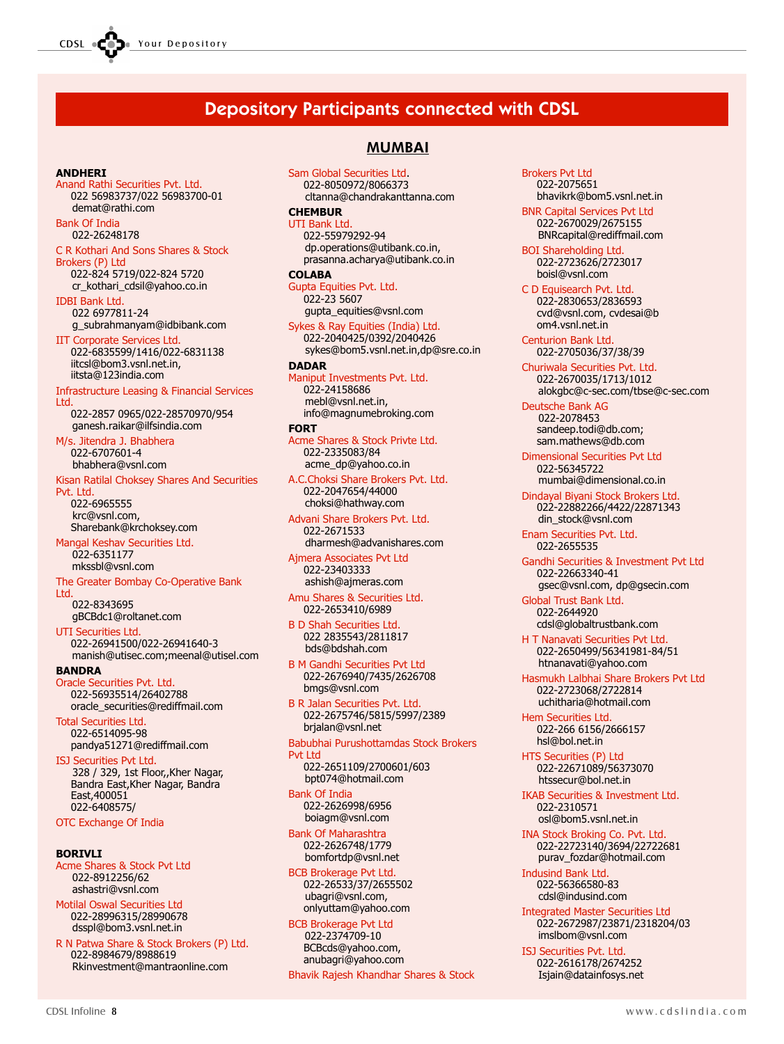# Depository Participants connected with CDSL

## MUMBAI

**ANDHERI**

Anand Rathi Securities Pvt. Ltd.
022 56983737/022 56983700-01
demat@rathi.com

Bank Of India
022-26248178

C R Kothari And Sons Shares & Stock Brokers (P) Ltd
022-824 5719/022-824 5720
cr_kothari_cdsil@yahoo.co.in

IDBI Bank Ltd.
022 6977811-24
g_subrahmanyam@idbibank.com

IIT Corporate Services Ltd.
022-6835599/1416/022-6831138
iitcsl@bom3.vsnl.net.in,
iitsta@123india.com

Infrastructure Leasing & Financial Services Ltd.
022-2857 0965/022-28570970/954
ganesh.raikar@ilfsindia.com

M/s. Jitendra J. Bhabhera
022-6707601-4
bhabhera@vsnl.com

Kisan Ratilal Choksey Shares And Securities Pvt. Ltd.
022-6965555
krc@vsnl.com,
Sharebank@krchoksey.com

Mangal Keshav Securities Ltd.
022-6351177
mkssbl@vsnl.com

The Greater Bombay Co-Operative Bank Ltd.
022-8343695
gBCBdc1@roltanet.com

UTI Securities Ltd.
022-26941500/022-26941640-3
manish@utisec.com;meenal@utisel.com

**BANDRA**

Oracle Securities Pvt. Ltd.
022-56935514/26402788
oracle_securities@rediffmail.com

Total Securities Ltd.
022-6514095-98
pandya51271@rediffmail.com

ISJ Securities Pvt Ltd.
328 / 329, 1st Floor,,Kher Nagar, Bandra East,Kher Nagar, Bandra East,400051
022-6408575/

OTC Exchange Of India

**BORIVLI**

Acme Shares & Stock Pvt Ltd
022-8912256/62
ashastri@vsnl.com

Motilal Oswal Securities Ltd
022-28996315/28990678
dsspl@bom3.vsnl.net.in

R N Patwa Share & Stock Brokers (P) Ltd.
022-8984679/8988619
Rkinvestment@mantraonline.com

Sam Global Securities Ltd.
022-8050972/8066373
cltanna@chandrakanttanna.com

**CHEMBUR**

UTI Bank Ltd.
022-55979292-94
dp.operations@utibank.co.in,
prasanna.acharya@utibank.co.in

**COLABA**

Gupta Equities Pvt. Ltd.
022-23 5607
gupta_equities@vsnl.com

Sykes & Ray Equities (India) Ltd.
022-2040425/0392/2040426
sykes@bom5.vsnl.net.in,dp@sre.co.in

**DADAR**

Maniput Investments Pvt. Ltd.
022-24158686
mebl@vsnl.net.in,
info@magnumebroking.com

**FORT**

Acme Shares & Stock Privte Ltd.
022-2335083/84
acme_dp@yahoo.co.in

A.C.Choksi Share Brokers Pvt. Ltd.
022-2047654/44000
choksi@hathway.com

Advani Share Brokers Pvt. Ltd.
022-2671533
dharmesh@advanishares.com

Ajmera Associates Pvt Ltd
022-23403333
ashish@ajmeras.com

Amu Shares & Securities Ltd.
022-2653410/6989

B D Shah Securities Ltd.
022 2835543/2811817
bds@bdshah.com

B M Gandhi Securities Pvt Ltd
022-2676940/7435/2626708
bmgs@vsnl.com

B R Jalan Securities Pvt. Ltd.
022-2675746/5815/5997/2389
brjalan@vsnl.net

Babubhai Purushottamdas Stock Brokers Pvt Ltd
022-2651109/2700601/603
bpt074@hotmail.com

Bank Of India
022-2626998/6956
boiagm@vsnl.com

Bank Of Maharashtra
022-2626748/1779
bomfortdp@vsnl.net

BCB Brokerage Pvt Ltd.
022-26533/37/2655502
ubagri@vsnl.com,
onlyuttam@yahoo.com

BCB Brokerage Pvt Ltd
022-2374709-10
BCBcds@yahoo.com,
anubagri@yahoo.com

Bhavik Rajesh Khandhar Shares & Stock Brokers Pvt Ltd
022-2075651
bhavikrk@bom5.vsnl.net.in

BNR Capital Services Pvt Ltd
022-2670029/2675155
BNRcapital@rediffmail.com

BOI Shareholding Ltd.
022-2723626/2723017
boisl@vsnl.com

C D Equisearch Pvt. Ltd.
022-2830653/2836593
cvd@vsnl.com, cvdesai@bom4.vsnl.net.in

Centurion Bank Ltd.
022-2705036/37/38/39

Churiwala Securities Pvt. Ltd.
022-2670035/1713/1012
alokgbc@c-sec.com/tbse@c-sec.com

Deutsche Bank AG
022-2078453
sandeep.todi@db.com;
sam.mathews@db.com

Dimensional Securities Pvt Ltd
022-56345722
mumbai@dimensional.co.in

Dindayal Biyani Stock Brokers Ltd.
022-22882266/4422/22871343
din_stock@vsnl.com

Enam Securities Pvt. Ltd.
022-2655535

Gandhi Securities & Investment Pvt Ltd
022-22663340-41
gsec@vsnl.com, dp@gsecin.com

Global Trust Bank Ltd.
022-2644920
cdsl@globaltrustbank.com

H T Nanavati Securities Pvt Ltd.
022-2650499/56341981-84/51
htnanavati@yahoo.com

Hasmukh Lalbhai Share Brokers Pvt Ltd
022-2723068/2722814
uchitharia@hotmail.com

Hem Securities Ltd.
022-266 6156/2666157
hsl@bol.net.in

HTS Securities (P) Ltd
022-22671089/56373070
htssecur@bol.net.in

IKAB Securities & Investment Ltd.
022-2310571
osl@bom5.vsnl.net.in

INA Stock Broking Co. Pvt. Ltd.
022-22723140/3694/22722681
purav_fozdar@hotmail.com

Indusind Bank Ltd.
022-56366580-83
cdsl@indusind.com

Integrated Master Securities Ltd
022-2672987/23871/2318204/03
imslbom@vsnl.com

ISJ Securities Pvt. Ltd.
022-2616178/2674252
Isjain@datainfosys.net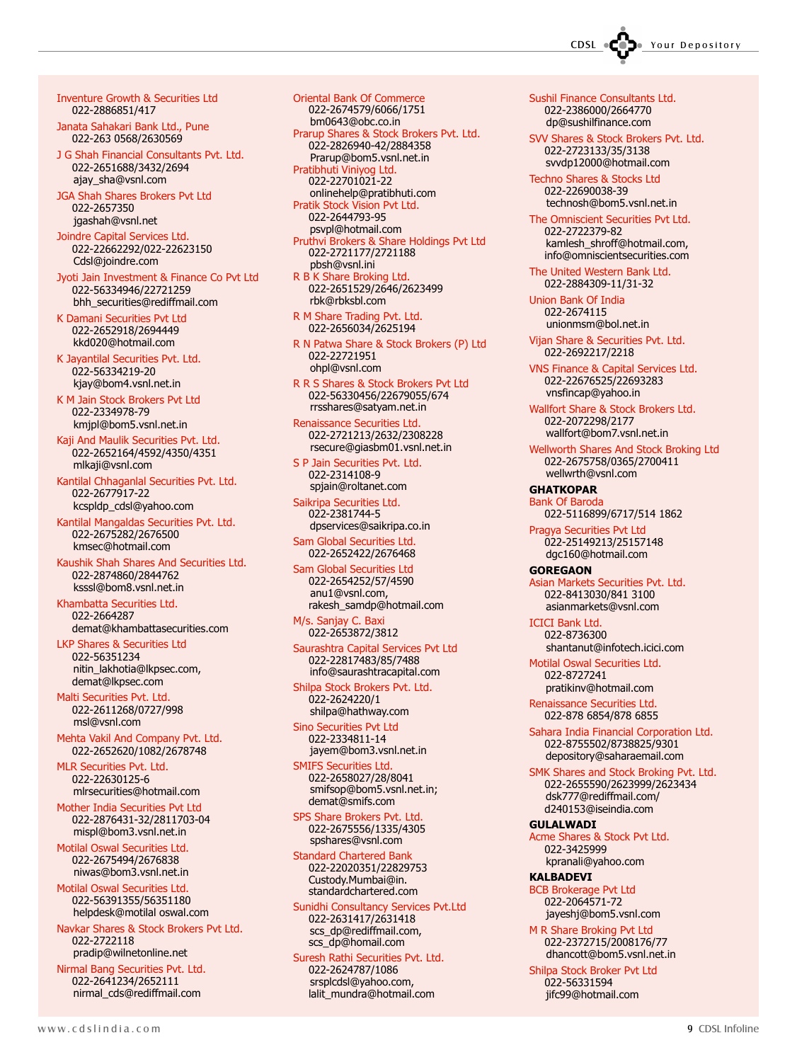Inventure Growth & Securities Ltd
022-2886851/417

Janata Sahakari Bank Ltd., Pune
022-263 0568/2630569

J G Shah Financial Consultants Pvt. Ltd.
022-2651688/3432/2694
ajay_sha@vsnl.com

JGA Shah Shares Brokers Pvt Ltd
022-2657350
jgashah@vsnl.net

Joindre Capital Services Ltd.
022-22662292/022-22623150
Cdsl@joindre.com

Jyoti Jain Investment & Finance Co Pvt Ltd
022-56334946/22721259
bhh_securities@rediffmail.com

K Damani Securities Pvt Ltd
022-2652918/2694449
kkd020@hotmail.com

K Jayantilal Securities Pvt. Ltd.
022-56334219-20
kjay@bom4.vsnl.net.in

K M Jain Stock Brokers Pvt Ltd
022-2334978-79
kmjpl@bom5.vsnl.net.in

Kaji And Maulik Securities Pvt. Ltd.
022-2652164/4592/4350/4351
mlkaji@vsnl.com

Kantilal Chhaganlal Securities Pvt. Ltd.
022-2677917-22
kcspldp_cdsl@yahoo.com

Kantilal Mangaldas Securities Pvt. Ltd.
022-2675282/2676500
kmsec@hotmail.com

Kaushik Shah Shares And Securities Ltd.
022-2874860/2844762
ksssl@bom8.vsnl.net.in

Khambatta Securities Ltd.
022-2664287
demat@khambattasecurities.com

LKP Shares & Securities Ltd
022-56351234
nitin_lakhotia@lkpsec.com,
demat@lkpsec.com

Malti Securities Pvt. Ltd.
022-2611268/0727/998
msl@vsnl.com

Mehta Vakil And Company Pvt. Ltd.
022-2652620/1082/2678748

MLR Securities Pvt. Ltd.
022-22630125-6
mlrsecurities@hotmail.com

Mother India Securities Pvt Ltd
022-2876431-32/2811703-04
mispl@bom3.vsnl.net.in

Motilal Oswal Securities Ltd.
022-2675494/2676838
niwas@bom3.vsnl.net.in

Motilal Oswal Securities Ltd.
022-56391355/56351180
helpdesk@motilal oswal.com

Navkar Shares & Stock Brokers Pvt Ltd.
022-2722118
pradip@wilnetonline.net

Nirmal Bang Securities Pvt. Ltd.
022-2641234/2652111
nirmal_cds@rediffmail.com

Oriental Bank Of Commerce
022-2674579/6066/1751
bm0643@obc.co.in

Prarup Shares & Stock Brokers Pvt. Ltd.
022-2826940-42/2884358
Prarup@bom5.vsnl.net.in

Pratibhuti Viniyog Ltd.
022-22701021-22
onlinehelp@pratibhuti.com

Pratik Stock Vision Pvt Ltd.
022-2644793-95
psvpl@hotmail.com

Pruthvi Brokers & Share Holdings Pvt Ltd
022-2721177/2721188
pbsh@vsnl.ini

R B K Share Broking Ltd.
022-2651529/2646/2623499
rbk@rbksbl.com

R M Share Trading Pvt. Ltd.
022-2656034/2625194

R N Patwa Share & Stock Brokers (P) Ltd
022-22721951
ohpl@vsnl.com

R R S Shares & Stock Brokers Pvt Ltd
022-56330456/22679055/674
rrsshares@satyam.net.in

Renaissance Securities Ltd.
022-2721213/2632/2308228
rsecure@giasbm01.vsnl.net.in

S P Jain Securities Pvt. Ltd.
022-2314108-9
spjain@roltanet.com

Saikripa Securities Ltd.
022-2381744-5
dpservices@saikripa.co.in

Sam Global Securities Ltd.
022-2652422/2676468

Sam Global Securities Ltd
022-2654252/57/4590
anu1@vsnl.com,
rakesh_samdp@hotmail.com

M/s. Sanjay C. Baxi
022-2653872/3812

Saurashtra Capital Services Pvt Ltd
022-22817483/85/7488
info@saurashtracapital.com

Shilpa Stock Brokers Pvt. Ltd.
022-2624220/1
shilpa@hathway.com

Sino Securities Pvt Ltd
022-2334811-14
jayem@bom3.vsnl.net.in

SMIFS Securities Ltd.
022-2658027/28/8041
smifsop@bom5.vsnl.net.in;
demat@smifs.com

SPS Share Brokers Pvt. Ltd.
022-2675556/1335/4305
spshares@vsnl.com

Standard Chartered Bank
022-22020351/22829753
Custody.Mumbai@in.
standardchartered.com

Sunidhi Consultancy Services Pvt.Ltd
022-2631417/2631418
scs_dp@rediffmail.com,
scs_dp@homail.com

Suresh Rathi Securities Pvt. Ltd.
022-2624787/1086
srsplcdsl@yahoo.com,
lalit_mundra@hotmail.com

Sushil Finance Consultants Ltd.
022-2386000/2664770
dp@sushilfinance.com

SVV Shares & Stock Brokers Pvt. Ltd.
022-2723133/35/3138
svvdp12000@hotmail.com

Techno Shares & Stocks Ltd
022-22690038-39
technosh@bom5.vsnl.net.in

The Omniscient Securities Pvt Ltd.
022-2722379-82
kamlesh_shroff@hotmail.com,
info@omniscientsecurities.com

The United Western Bank Ltd.
022-2884309-11/31-32

Union Bank Of India
022-2674115
unionmsm@bol.net.in

Vijan Share & Securities Pvt. Ltd.
022-2692217/2218

VNS Finance & Capital Services Ltd.
022-22676525/22693283
vnsfincap@yahoo.in

Wallfort Share & Stock Brokers Ltd.
022-2072298/2177
wallfort@bom7.vsnl.net.in

Wellworth Shares And Stock Broking Ltd
022-2675758/0365/2700411
wellwrth@vsnl.com

**GHATKOPAR**

Bank Of Baroda
022-5116899/6717/514 1862

Pragya Securities Pvt Ltd
022-25149213/25157148
dgc160@hotmail.com

**GOREGAON**

Asian Markets Securities Pvt. Ltd.
022-8413030/841 3100
asianmarkets@vsnl.com

ICICI Bank Ltd.
022-8736300
shantanut@infotech.icici.com

Motilal Oswal Securities Ltd.
022-8727241
pratikinv@hotmail.com

Renaissance Securities Ltd.
022-878 6854/878 6855

Sahara India Financial Corporation Ltd.
022-8755502/8738825/9301
depository@saharaemail.com

SMK Shares and Stock Broking Pvt. Ltd.
022-2655590/2623999/2623434
dsk777@rediffmail.com/
d240153@iseindia.com

**GULALWADI**

Acme Shares & Stock Pvt Ltd.
022-3425999
kpranali@yahoo.com

**KALBADEVI**

BCB Brokerage Pvt Ltd
022-2064571-72
jayeshj@bom5.vsnl.com

M R Share Broking Pvt Ltd
022-2372715/2008176/77
dhancott@bom5.vsnl.net.in

Shilpa Stock Broker Pvt Ltd
022-56331594
jifc99@hotmail.com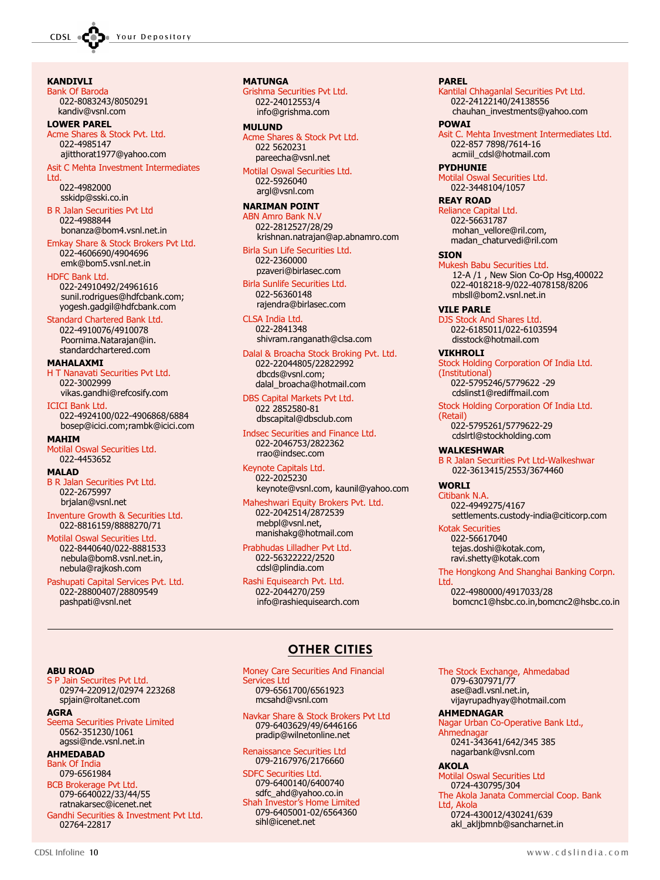**KANDIVLI**
Bank Of Baroda
022-8083243/8050291
kandiv@vsnl.com

**LOWER PAREL**
Acme Shares & Stock Pvt. Ltd.
022-4985147
ajitthorat1977@yahoo.com

Asit C Mehta Investment Intermediates Ltd.
022-4982000
sskidp@sski.co.in

B R Jalan Securities Pvt Ltd
022-4988844
bonanza@bom4.vsnl.net.in

Emkay Share & Stock Brokers Pvt Ltd.
022-4606690/4904696
emk@bom5.vsnl.net.in

HDFC Bank Ltd.
022-24910492/24961616
sunil.rodrigues@hdfcbank.com;
yogesh.gadgil@hdfcbank.com

Standard Chartered Bank Ltd.
022-4910076/4910078
Poornima.Natarajan@in.standardchartered.com

**MAHALAXMI**
H T Nanavati Securities Pvt Ltd.
022-3002999
vikas.gandhi@refcosify.com

ICICI Bank Ltd.
022-4924100/022-4906868/6884
bosep@icici.com;rambk@icici.com

**MAHIM**
Motilal Oswal Securities Ltd.
022-4453652

**MALAD**
B R Jalan Securities Pvt Ltd.
022-2675997
brjalan@vsnl.net

Inventure Growth & Securities Ltd.
022-8816159/8888270/71

Motilal Oswal Securities Ltd.
022-8440640/022-8881533
nebula@bom8.vsnl.net.in,
nebula@rajkosh.com

Pashupati Capital Services Pvt. Ltd.
022-28800407/28809549
pashpati@vsnl.net

**MATUNGA**
Grishma Securities Pvt Ltd.
022-24012553/4
info@grishma.com

**MULUND**
Acme Shares & Stock Pvt Ltd.
022 5620231
pareecha@vsnl.net

Motilal Oswal Securities Ltd.
022-5926040
argl@vsnl.com

**NARIMAN POINT**
ABN Amro Bank N.V
022-2812527/28/29
krishnan.natrajan@ap.abnamro.com

Birla Sun Life Securities Ltd.
022-2360000
pzaveri@birlasec.com

Birla Sunlife Securities Ltd.
022-56360148
rajendra@birlasec.com

CLSA India Ltd.
022-2841348
shivram.ranganath@clsa.com

Dalal & Broacha Stock Broking Pvt. Ltd.
022-22044805/22822992
dbcds@vsnl.com;
dalal_broacha@hotmail.com

DBS Capital Markets Pvt Ltd.
022 2852580-81
dbscapital@dbsclub.com

Indsec Securities and Finance Ltd.
022-2046753/2822362
rrao@indsec.com

Keynote Capitals Ltd.
022-2025230
keynote@vsnl.com, kaunil@yahoo.com

Maheshwari Equity Brokers Pvt. Ltd.
022-2042514/2872539
mebpl@vsnl.net,
manishakg@hotmail.com

Prabhudas Lilladher Pvt Ltd.
022-56322222/2520
cdsl@plindia.com

Rashi Equisearch Pvt. Ltd.
022-2044270/259
info@rashiequisearch.com

**PAREL**
Kantilal Chhaganlal Securities Pvt Ltd.
022-24122140/24138556
chauhan_investments@yahoo.com

**POWAI**
Asit C. Mehta Investment Intermediates Ltd.
022-857 7898/7614-16
acmiil_cdsl@hotmail.com

**PYDHUNIE**
Motilal Oswal Securities Ltd.
022-3448104/1057

**REAY ROAD**
Reliance Capital Ltd.
022-56631787
mohan_vellore@ril.com,
madan_chaturvedi@ril.com

**SION**
Mukesh Babu Securities Ltd.
12-A /1 , New Sion Co-Op Hsg,400022
022-4018218-9/022-4078158/8206
mbsll@bom2.vsnl.net.in

**VILE PARLE**
DJS Stock And Shares Ltd.
022-6185011/022-6103594
disstock@hotmail.com

**VIKHROLI**
Stock Holding Corporation Of India Ltd. (Institutional)
022-5795246/5779622 -29
cdslinst1@rediffmail.com

Stock Holding Corporation Of India Ltd. (Retail)
022-5795261/5779622-29
cdslrtl@stockholding.com

**WALKESHWAR**
B R Jalan Securities Pvt Ltd-Walkeshwar
022-3613415/2553/3674460

**WORLI**
Citibank N.A.
022-4949275/4167
settlements.custody-india@citicorp.com

Kotak Securities
022-56617040
tejas.doshi@kotak.com,
ravi.shetty@kotak.com

The Hongkong And Shanghai Banking Corpn. Ltd.
022-4980000/4917033/28
bomcnc1@hsbc.co.in,bomcnc2@hsbc.co.in

## OTHER CITIES

**ABU ROAD**
S P Jain Securites Pvt Ltd.
02974-220912/02974 223268
spjain@roltanet.com

**AGRA**
Seema Securities Private Limited
0562-351230/1061
agssi@nde.vsnl.net.in

**AHMEDABAD**
Bank Of India
079-6561984

BCB Brokerage Pvt Ltd.
079-6640022/33/44/55
ratnakarsec@icenet.net

Gandhi Securities & Investment Pvt Ltd.
02764-22817

Money Care Securities And Financial Services Ltd
079-6561700/6561923
mcsahd@vsnl.com

Navkar Share & Stock Brokers Pvt Ltd
079-6403629/49/6446166
pradip@wilnetonline.net

Renaissance Securities Ltd
079-2167976/2176660

SDFC Securities Ltd.
079-6400140/6400740
sdfc_ahd@yahoo.co.in

Shah Investor's Home Limited
079-6405001-02/6564360
sihl@icenet.net

The Stock Exchange, Ahmedabad
079-6307971/77
ase@adl.vsnl.net.in,
vijayrupadhyay@hotmail.com

**AHMEDNAGAR**
Nagar Urban Co-Operative Bank Ltd., Ahmednagar
0241-343641/642/345 385
nagarbank@vsnl.com

**AKOLA**
Motilal Oswal Securities Ltd
0724-430795/304

The Akola Janata Commercial Coop. Bank Ltd, Akola
0724-430012/430241/639
akl_akljbmnb@sancharnet.in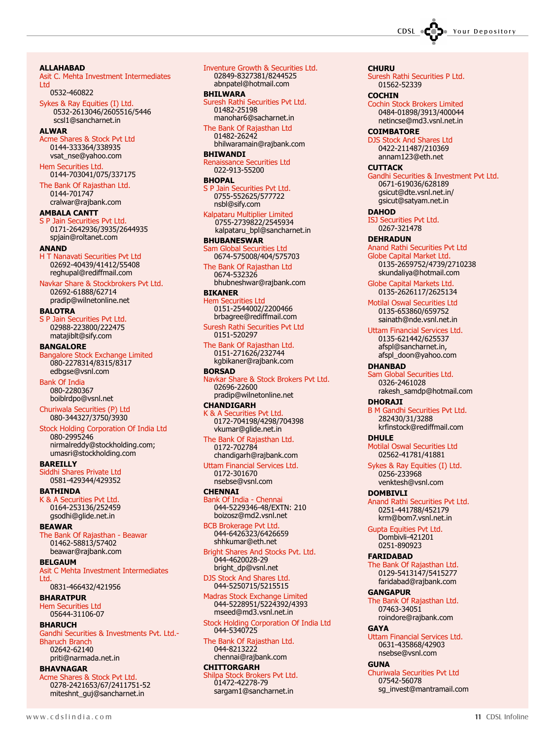**ALLAHABAD**

Asit C. Mehta Investment Intermediates Ltd
0532-460822

Sykes & Ray Equities (I) Ltd.
0532-2613046/2605516/5446
scsl1@sancharnet.in

**ALWAR**

Acme Shares & Stock Pvt Ltd
0144-333364/338935
vsat_nse@yahoo.com

Hem Securities Ltd.
0144-703041/075/337175

The Bank Of Rajasthan Ltd.
0144-701747
cralwar@rajbank.com

**AMBALA CANTT**

S P Jain Securities Pvt Ltd.
0171-2642936/3935/2644935
spjain@roltanet.com

**ANAND**

H T Nanavati Securities Pvt Ltd
02692-40439/41412/55408
reghupal@rediffmail.com

Navkar Share & Stockbrokers Pvt Ltd.
02692-61888/62714
pradip@wilnetonline.net

**BALOTRA**

S P Jain Securities Pvt Ltd.
02988-223800/222475
matajiblt@sify.com

**BANGALORE**

Bangalore Stock Exchange Limited
080-2278314/8315/8317
edbgse@vsnl.com

Bank Of India
080-2280367
boiblrdpo@vsnl.net

Churiwala Securities (P) Ltd
080-344327/3750/3930

Stock Holding Corporation Of India Ltd
080-2995246
nirmalreddy@stockholding.com;
umasri@stockholding.com

**BAREILLY**

Siddhi Shares Private Ltd
0581-429344/429352

**BATHINDA**

K & A Securities Pvt Ltd.
0164-253136/252459
gsodhi@glide.net.in

**BEAWAR**

The Bank Of Rajasthan - Beawar
01462-58813/57402
beawar@rajbank.com

**BELGAUM**

Asit C Mehta Investment Intermediates Ltd.
0831-466432/421956

**BHARATPUR**

Hem Securities Ltd
05644-31106-07

**BHARUCH**

Gandhi Securities & Investments Pvt. Ltd.-Bharuch Branch
02642-62140
priti@narmada.net.in

**BHAVNAGAR**

Acme Shares & Stock Pvt Ltd.
0278-2421653/67/2411751-52
miteshnt_guj@sancharnet.in

Inventure Growth & Securities Ltd.
02849-8327381/8244525
abnpatel@hotmail.com

**BHILWARA**

Suresh Rathi Securities Pvt Ltd.
01482-25198
manohar6@sacharnet.in

The Bank Of Rajasthan Ltd
01482-26242
bhilwaramain@rajbank.com

**BHIWANDI**

Renaissance Securities Ltd
022-913-55200

**BHOPAL**

S P Jain Securities Pvt Ltd.
0755-552625/577722
nsbl@sify.com

Kalpataru Multiplier Limited
0755-2739822/2545934
kalpataru_bpl@sancharnet.in

**BHUBANESWAR**

Sam Global Securities Ltd
0674-575008/404/575703

The Bank Of Rajasthan Ltd
0674-532326
bhubneshwar@rajbank.com

**BIKANER**

Hem Securities Ltd
0151-2544002/2200466
brbagree@rediffmail.com

Suresh Rathi Securities Pvt Ltd
0151-520297

The Bank Of Rajasthan Ltd.
0151-271626/232744
kgbikaner@rajbank.com

**BORSAD**

Navkar Share & Stock Brokers Pvt Ltd.
02696-22600
pradip@wilnetonline.net

**CHANDIGARH**

K & A Securities Pvt Ltd.
0172-704198/4298/704398
vkumar@glide.net.in

The Bank Of Rajasthan Ltd.
0172-702784
chandigarh@rajbank.com

Uttam Financial Services Ltd.
0172-301670
nsebse@vsnl.com

**CHENNAI**

Bank Of India - Chennai
044-5229346-48/EXTN: 210
boizosz@md2.vsnl.net

BCB Brokerage Pvt Ltd.
044-6426323/6426659
shhkumar@eth.net

Bright Shares And Stocks Pvt. Ltd.
044-4620028-29
bright_dp@vsnl.net

DJS Stock And Shares Ltd.
044-5250715/5215515

Madras Stock Exchange Limited
044-5228951/5224392/4393
mseed@md3.vsnl.net.in

Stock Holding Corporation Of India Ltd
044-5340725

The Bank Of Rajasthan Ltd.
044-8213222
chennai@rajbank.com

**CHITTORGARH**

Shilpa Stock Brokers Pvt Ltd.
01472-42278-79
sargam1@sancharnet.in

**CHURU**

Suresh Rathi Securities P Ltd.
01562-52339

**COCHIN**

Cochin Stock Brokers Limited
0484-01898/3913/400044
netincse@md3.vsnl.net.in

**COIMBATORE**

DJS Stock And Shares Ltd
0422-211487/210369
annam123@eth.net

**CUTTACK**

Gandhi Securities & Investment Pvt Ltd.
0671-619036/628189
gsicut@dte.vsnl.net.in/
gsicut@satyam.net.in

**DAHOD**

ISJ Securities Pvt Ltd.
0267-321478

**DEHRADUN**

Anand Rathi Securities Pvt Ltd

Globe Capital Market Ltd.
0135-2659752/4739/2710238
skundaliya@hotmail.com

Globe Capital Markets Ltd.
0135-2626117/2625134

Motilal Oswal Securities Ltd
0135-653860/659752
sainath@nde.vsnl.net.in

Uttam Financial Services Ltd.
0135-621442/625537
afspl@sancharnet.in,
afspl_doon@yahoo.com

**DHANBAD**

Sam Global Securities Ltd.
0326-2461028
rakesh_samdp@hotmail.com

**DHORAJI**

B M Gandhi Securities Pvt Ltd.
282430/31/3288
krfinstock@rediffmail.com

**DHULE**

Motilal Oswal Securities Ltd
02562-41781/41881

Sykes & Ray Equities (I) Ltd.
0256-233968
venktesh@vsnl.com

**DOMBIVLI**

Anand Rathi Securities Pvt Ltd.
0251-441788/452179
krm@bom7.vsnl.net.in

Gupta Equities Pvt Ltd.
Dombivli-421201
0251-890923

**FARIDABAD**

The Bank Of Rajasthan Ltd.
0129-5413147/5415277
faridabad@rajbank.com

**GANGAPUR**

The Bank Of Rajasthan Ltd.
07463-34051
roindore@rajbank.com

**GAYA**

Uttam Financial Services Ltd.
0631-435868/42903
nsebse@vsnl.com

**GUNA**

Churiwala Securities Pvt Ltd
07542-56078
sg_invest@mantramail.com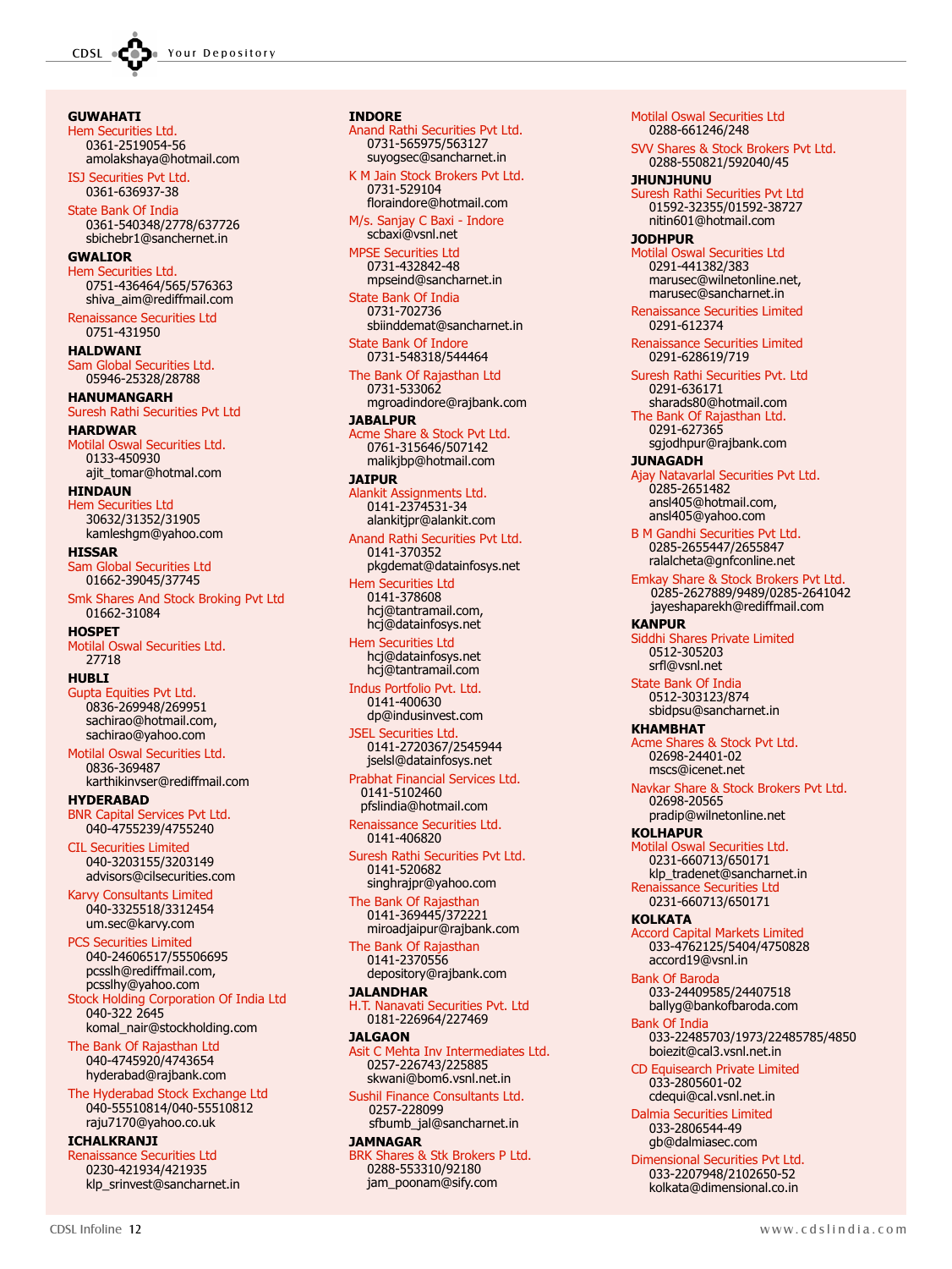**GUWAHATI**

Hem Securities Ltd.
0361-2519054-56
amolakshaya@hotmail.com

ISJ Securities Pvt Ltd.
0361-636937-38

State Bank Of India
0361-540348/2778/637726
sbichebr1@sanchernet.in

**GWALIOR**

Hem Securities Ltd.
0751-436464/565/576363
shiva_aim@rediffmail.com

Renaissance Securities Ltd
0751-431950

**HALDWANI**

Sam Global Securities Ltd.
05946-25328/28788

**HANUMANGARH**

Suresh Rathi Securities Pvt Ltd

**HARDWAR**

Motilal Oswal Securities Ltd.
0133-450930
ajit_tomar@hotmal.com

**HINDAUN**

Hem Securities Ltd
30632/31352/31905
kamleshgm@yahoo.com

**HISSAR**

Sam Global Securities Ltd
01662-39045/37745

Smk Shares And Stock Broking Pvt Ltd
01662-31084

**HOSPET**

Motilal Oswal Securities Ltd.
27718

**HUBLI**

Gupta Equities Pvt Ltd.
0836-269948/269951
sachirao@hotmail.com,
sachirao@yahoo.com

Motilal Oswal Securities Ltd.
0836-369487
karthikinvser@rediffmail.com

**HYDERABAD**

BNR Capital Services Pvt Ltd.
040-4755239/4755240

CIL Securities Limited
040-3203155/3203149
advisors@cilsecurities.com

Karvy Consultants Limited
040-3325518/3312454
um.sec@karvy.com

PCS Securities Limited
040-24606517/55506695
pcsslh@rediffmail.com,
pcsslhy@yahoo.com

Stock Holding Corporation Of India Ltd
040-322 2645
komal_nair@stockholding.com

The Bank Of Rajasthan Ltd
040-4745920/4743654
hyderabad@rajbank.com

The Hyderabad Stock Exchange Ltd
040-55510814/040-55510812
raju7170@yahoo.co.uk

**ICHALKRANJI**

Renaissance Securities Ltd
0230-421934/421935
klp_srinvest@sancharnet.in

**INDORE**

Anand Rathi Securities Pvt Ltd.
0731-565975/563127
suyogsec@sancharnet.in

K M Jain Stock Brokers Pvt Ltd.
0731-529104
floraindore@hotmail.com

M/s. Sanjay C Baxi - Indore
scbaxi@vsnl.net

MPSE Securities Ltd
0731-432842-48
mpseind@sancharnet.in

State Bank Of India
0731-702736
sbiinddemat@sancharnet.in

State Bank Of Indore
0731-548318/544464

The Bank Of Rajasthan Ltd
0731-533062
mgroadindore@rajbank.com

**JABALPUR**

Acme Share & Stock Pvt Ltd.
0761-315646/507142
malikjbp@hotmail.com

**JAIPUR**

Alankit Assignments Ltd.
0141-2374531-34
alankitjpr@alankit.com

Anand Rathi Securities Pvt Ltd.
0141-370352
pkgdemat@datainfosys.net

Hem Securities Ltd
0141-378608
hcj@tantramail.com,
hcj@datainfosys.net

Hem Securities Ltd
hcj@datainfosys.net
hcj@tantramail.com

Indus Portfolio Pvt. Ltd.
0141-400630
dp@indusinvest.com

JSEL Securities Ltd.
0141-2720367/2545944
jselsl@datainfosys.net

Prabhat Financial Services Ltd.
0141-5102460
pfslindia@hotmail.com

Renaissance Securities Ltd.
0141-406820

Suresh Rathi Securities Pvt Ltd.
0141-520682
singhrajjpr@yahoo.com

The Bank Of Rajasthan
0141-369445/372221
miroadjaipur@rajbank.com

The Bank Of Rajasthan
0141-2370556
depository@rajbank.com

**JALANDHAR**

H.T. Nanavati Securities Pvt. Ltd
0181-226964/227469

**JALGAON**

Asit C Mehta Inv Intermediates Ltd.
0257-226743/225885
skwani@bom6.vsnl.net.in

Sushil Finance Consultants Ltd.
0257-228099
sfbumb_jal@sancharnet.in

**JAMNAGAR**

BRK Shares & Stk Brokers P Ltd.
0288-553310/92180
jam_poonam@sify.com

Motilal Oswal Securities Ltd
0288-661246/248

SVV Shares & Stock Brokers Pvt Ltd.
0288-550821/592040/45

**JHUNJHUNU**

Suresh Rathi Securities Pvt Ltd
01592-32355/01592-38727
nitin601@hotmail.com

**JODHPUR**

Motilal Oswal Securities Ltd
0291-441382/383
marusec@wilnetonline.net,
marusec@sancharnet.in

Renaissance Securities Limited
0291-612374

Renaissance Securities Limited
0291-628619/719

Suresh Rathi Securities Pvt. Ltd
0291-636171
sharads80@hotmail.com

The Bank Of Rajasthan Ltd.
0291-627365
sgjodhpur@rajbank.com

**JUNAGADH**

Ajay Natavarlal Securities Pvt Ltd.
0285-2651482
ansl405@hotmail.com,
ansl405@yahoo.com

B M Gandhi Securities Pvt Ltd.
0285-2655447/2655847
ralalcheta@gnfconline.net

Emkay Share & Stock Brokers Pvt Ltd.
0285-2627889/9489/0285-2641042
jayeshaparekh@rediffmail.com

**KANPUR**

Siddhi Shares Private Limited
0512-305203
srfl@vsnl.net

State Bank Of India
0512-303123/874
sbidpsu@sancharnet.in

**KHAMBHAT**

Acme Shares & Stock Pvt Ltd.
02698-24401-02
mscs@icenet.net

Navkar Share & Stock Brokers Pvt Ltd.
02698-20565
pradip@wilnetonline.net

**KOLHAPUR**

Motilal Oswal Securities Ltd.
0231-660713/650171
klp_tradenet@sancharnet.in

Renaissance Securities Ltd
0231-660713/650171

**KOLKATA**

Accord Capital Markets Limited
033-4762125/5404/4750828
accord19@vsnl.in

Bank Of Baroda
033-24409585/24407518
ballyg@bankofbaroda.com

Bank Of India
033-22485703/1973/22485785/4850
boiezit@cal3.vsnl.net.in

CD Equisearch Private Limited
033-2805601-02
cdequi@cal.vsnl.net.in

Dalmia Securities Limited
033-2806544-49
gb@dalmiasec.com

Dimensional Securities Pvt Ltd.
033-2207948/2102650-52
kolkata@dimensional.co.in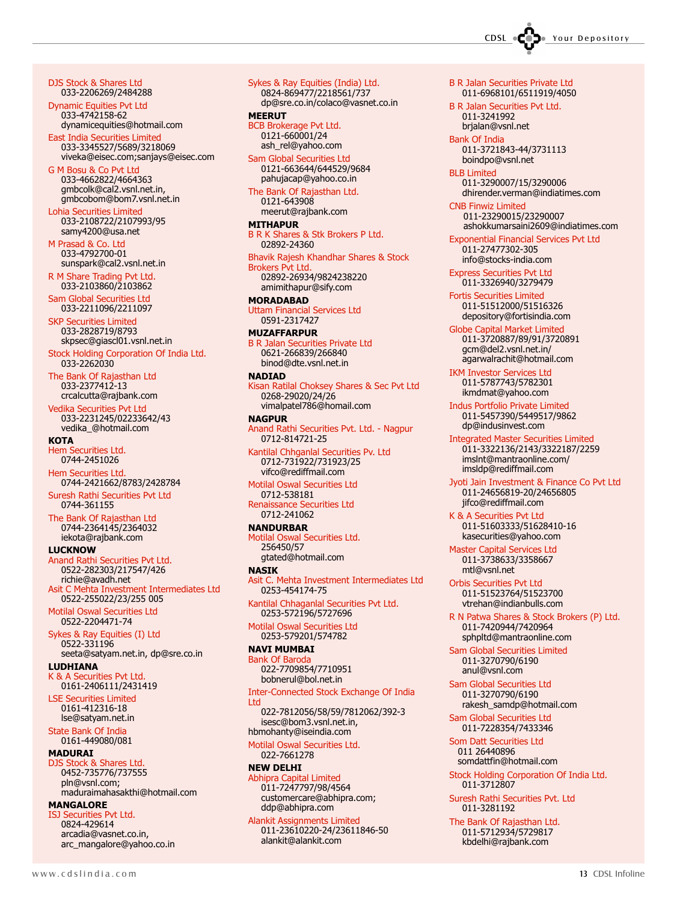DJS Stock & Shares Ltd
033-2206269/2484288

Dynamic Equities Pvt Ltd
033-4742158-62
dynamicequities@hotmail.com

East India Securities Limited
033-3345527/5689/3218069
viveka@eisec.com;sanjays@eisec.com

G M Bosu & Co Pvt Ltd
033-4662822/4664363
gmbcolk@cal2.vsnl.net.in,
gmbcobom@bom7.vsnl.net.in

Lohia Securities Limited
033-2108722/2107993/95
samy4200@usa.net

M Prasad & Co. Ltd
033-4792700-01
sunspark@cal2.vsnl.net.in

R M Share Trading Pvt Ltd.
033-2103860/2103862

Sam Global Securities Ltd
033-2211096/2211097

SKP Securities Limited
033-2828719/8793
skpsec@giascl01.vsnl.net.in

Stock Holding Corporation Of India Ltd.
033-2262030

The Bank Of Rajasthan Ltd
033-2377412-13
crcalcutta@rajbank.com

Vedika Securities Pvt Ltd
033-2231245/02233642/43
vedika_@hotmail.com

**KOTA**

Hem Securities Ltd.
0744-2451026

Hem Securities Ltd.
0744-2421662/8783/2428784

Suresh Rathi Securities Pvt Ltd
0744-361155

The Bank Of Rajasthan Ltd
0744-2364145/2364032
iekota@rajbank.com

**LUCKNOW**

Anand Rathi Securities Pvt Ltd.
0522-282303/217547/426
richie@avadh.net

Asit C Mehta Investment Intermediates Ltd
0522-255022/23/255 005

Motilal Oswal Securities Ltd
0522-2204471-74

Sykes & Ray Equities (I) Ltd
0522-331196
seeta@satyam.net.in, dp@sre.co.in

**LUDHIANA**

K & A Securities Pvt Ltd.
0161-2406111/2431419

LSE Securities Limited
0161-412316-18
lse@satyam.net.in

State Bank Of India
0161-449080/081

**MADURAI**

DJS Stock & Shares Ltd.
0452-735776/737555
pln@vsnl.com;
maduraimahasakthi@hotmail.com

**MANGALORE**

ISJ Securities Pvt Ltd.
0824-429614
arcadia@vasnet.co.in,
arc_mangalore@yahoo.co.in

Sykes & Ray Equities (India) Ltd.
0824-869477/2218561/737
dp@sre.co.in/colaco@vasnet.co.in

**MEERUT**

BCB Brokerage Pvt Ltd.
0121-660001/24
ash_rel@yahoo.com

Sam Global Securities Ltd
0121-663644/644529/9684
pahujacap@yahoo.co.in

The Bank Of Rajasthan Ltd.
0121-643908
meerut@rajbank.com

**MITHAPUR**

B R K Shares & Stk Brokers P Ltd.
02892-24360

Bhavik Rajesh Khandhar Shares & Stock Brokers Pvt Ltd.
02892-26934/9824238220
amimithapur@sify.com

**MORADABAD**

Uttam Financial Services Ltd
0591-2317427

**MUZAFFARPUR**

B R Jalan Securities Private Ltd
0621-266839/266840
binod@dte.vsnl.net.in

**NADIAD**

Kisan Ratilal Choksey Shares & Sec Pvt Ltd
0268-29020/24/26
vimalpatel786@homail.com

**NAGPUR**

Anand Rathi Securities Pvt. Ltd. - Nagpur
0712-814721-25

Kantilal Chhganlal Securities Pv. Ltd
0712-731922/731923/25
vifco@rediffmail.com

Motilal Oswal Securities Ltd
0712-538181

Renaissance Securities Ltd
0712-241062

**NANDURBAR**

Motilal Oswal Securities Ltd.
256450/57
gtated@hotmail.com

**NASIK**

Asit C. Mehta Investment Intermediates Ltd
0253-454174-75

Kantilal Chhaganlal Securities Pvt Ltd.
0253-572196/5727696

Motilal Oswal Securities Ltd
0253-579201/574782

**NAVI MUMBAI**

Bank Of Baroda
022-7709854/7710951
bobnerul@bol.net.in

Inter-Connected Stock Exchange Of India Ltd
022-7812056/58/59/7812062/392-3
isesc@bom3.vsnl.net.in,
hbmohanty@iseindia.com

Motilal Oswal Securities Ltd.
022-7661278

**NEW DELHI**

Abhipra Capital Limited
011-7247797/98/4564
customercare@abhipra.com;
ddp@abhipra.com

Alankit Assignments Limited
011-23610220-24/23611846-50
alankit@alankit.com

B R Jalan Securities Private Ltd
011-6968101/6511919/4050

B R Jalan Securities Pvt Ltd.
011-3241992
brjalan@vsnl.net

Bank Of India
011-3721843-44/3731113
boindpo@vsnl.net

BLB Limited
011-3290007/15/3290006
dhirender.verman@indiatimes.com

CNB Finwiz Limited
011-23290015/23290007
ashokkumarsaini2609@indiatimes.com

Exponential Financial Services Pvt Ltd
011-27477302-305
info@stocks-india.com

Express Securities Pvt Ltd
011-3326940/3279479

Fortis Securities Limited
011-51512000/51516326
depository@fortisindia.com

Globe Capital Market Limited
011-3720887/89/91/3720891
gcm@del2.vsnl.net.in/
agarwalrachit@hotmail.com

IKM Investor Services Ltd
011-5787743/5782301
ikmdmat@yahoo.com

Indus Portfolio Private Limited
011-5457390/5449517/9862
dp@indusinvest.com

Integrated Master Securities Limited
011-3322136/2143/3322187/2259
imslnt@mantraonline.com/
imsldp@rediffmail.com

Jyoti Jain Investment & Finance Co Pvt Ltd
011-24656819-20/24656805
jifco@rediffmail.com

K & A Securities Pvt Ltd
011-51603333/51628410-16
kasecurities@yahoo.com

Master Capital Services Ltd
011-3738633/3358667
mtl@vsnl.net

Orbis Securities Pvt Ltd
011-51523764/51523700
vtrehan@indianbulls.com

R N Patwa Shares & Stock Brokers (P) Ltd.
011-7420944/7420964
sphpltd@mantraonline.com

Sam Global Securities Limited
011-3270790/6190
anul@vsnl.com

Sam Global Securities Ltd
011-3270790/6190
rakesh_samdp@hotmail.com

Sam Global Securities Ltd
011-7228354/7433346

Som Datt Securities Ltd
011 26440896
somdattfin@hotmail.com

Stock Holding Corporation Of India Ltd.
011-3712807

Suresh Rathi Securities Pvt. Ltd
011-3281192

The Bank Of Rajasthan Ltd.
011-5712934/5729817
kbdelhi@rajbank.com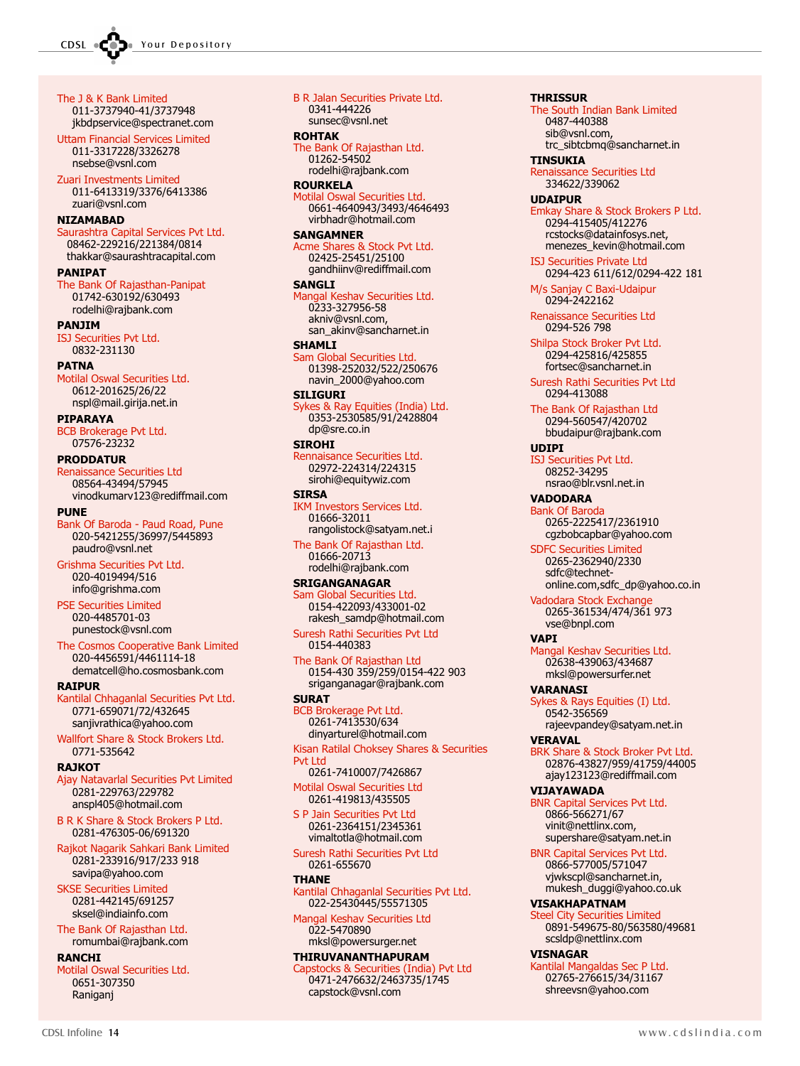The J & K Bank Limited
011-3737940-41/3737948
jkbdpservice@spectranet.com

Uttam Financial Services Limited
011-3317228/3326278
nsebse@vsnl.com

Zuari Investments Limited
011-6413319/3376/6413386
zuari@vsnl.com

**NIZAMABAD**

Saurashtra Capital Services Pvt Ltd.
08462-229216/221384/0814
thakkar@saurashtracapital.com

**PANIPAT**

The Bank Of Rajasthan-Panipat
01742-630192/630493
rodelhi@rajbank.com

**PANJIM**

ISJ Securities Pvt Ltd.
0832-231130

**PATNA**

Motilal Oswal Securities Ltd.
0612-201625/26/22
nspl@mail.girija.net.in

**PIPARAYA**

BCB Brokerage Pvt Ltd.
07576-23232

**PRODDATUR**

Renaissance Securities Ltd
08564-43494/57945
vinodkumarv123@rediffmail.com

**PUNE**

Bank Of Baroda - Paud Road, Pune
020-5421255/36997/5445893
paudro@vsnl.net

Grishma Securities Pvt Ltd.
020-4019494/516
info@grishma.com

PSE Securities Limited
020-4485701-03
punestock@vsnl.com

The Cosmos Cooperative Bank Limited
020-4456591/4461114-18
dematcell@ho.cosmosbank.com

**RAIPUR**

Kantilal Chhaganlal Securities Pvt Ltd.
0771-659071/72/432645
sanjivrathica@yahoo.com

Wallfort Share & Stock Brokers Ltd.
0771-535642

**RAJKOT**

Ajay Natavarlal Securities Pvt Limited
0281-229763/229782
anspl405@hotmail.com

B R K Share & Stock Brokers P Ltd.
0281-476305-06/691320

Rajkot Nagarik Sahkari Bank Limited
0281-233916/917/233 918
savipa@yahoo.com

SKSE Securities Limited
0281-442145/691257
sksel@indiainfo.com

The Bank Of Rajasthan Ltd.
romumbai@rajbank.com

**RANCHI**

Motilal Oswal Securities Ltd.
0651-307350
Raniganj

B R Jalan Securities Private Ltd.
0341-444226
sunsec@vsnl.net

**ROHTAK**

The Bank Of Rajasthan Ltd.
01262-54502
rodelhi@rajbank.com

**ROURKELA**

Motilal Oswal Securities Ltd.
0661-4640943/3493/4646493
virbhadr@hotmail.com

**SANGAMNER**

Acme Shares & Stock Pvt Ltd.
02425-25451/25100
gandhiinv@rediffmail.com

**SANGLI**

Mangal Keshav Securities Ltd.
0233-327956-58
akniv@vsnl.com,
san_akinv@sancharnet.in

**SHAMLI**

Sam Global Securities Ltd.
01398-252032/522/250676
navin_2000@yahoo.com

**SILIGURI**

Sykes & Ray Equities (India) Ltd.
0353-2530585/91/2428804
dp@sre.co.in

**SIROHI**

Rennaisance Securities Ltd.
02972-224314/224315
sirohi@equitywiz.com

**SIRSA**

IKM Investors Services Ltd.
01666-32011
rangolistock@satyam.net.i

The Bank Of Rajasthan Ltd.
01666-20713
rodelhi@rajbank.com

**SRIGANGANAGAR**

Sam Global Securities Ltd.
0154-422093/433001-02
rakesh_samdp@hotmail.com

Suresh Rathi Securities Pvt Ltd
0154-440383

The Bank Of Rajasthan Ltd
0154-430 359/259/0154-422 903
sriganganagar@rajbank.com

**SURAT**

BCB Brokerage Pvt Ltd.
0261-7413530/634
dinyarturel@hotmail.com

Kisan Ratilal Choksey Shares & Securities Pvt Ltd
0261-7410007/7426867

Motilal Oswal Securities Ltd
0261-419813/435505

S P Jain Securities Pvt Ltd
0261-2364151/2345361
vimaltotla@hotmail.com

Suresh Rathi Securities Pvt Ltd
0261-655670

**THANE**

Kantilal Chhaganlal Securities Pvt Ltd.
022-25430445/55571305

Mangal Keshav Securities Ltd
022-5470890
mksl@powersurger.net

**THIRUVANANTHAPURAM**

Capstocks & Securities (India) Pvt Ltd
0471-2476632/2463735/1745
capstock@vsnl.com

**THRISSUR**

The South Indian Bank Limited
0487-440388
sib@vsnl.com,
trc_sibtcbmq@sancharnet.in

**TINSUKIA**

Renaissance Securities Ltd
334622/339062

**UDAIPUR**

Emkay Share & Stock Brokers P Ltd.
0294-415405/412276
rcstocks@datainfosys.net,
menezes_kevin@hotmail.com

ISJ Securities Private Ltd
0294-423 611/612/0294-422 181

M/s Sanjay C Baxi-Udaipur
0294-2422162

Renaissance Securities Ltd
0294-526 798

Shilpa Stock Broker Pvt Ltd.
0294-425816/425855
fortsec@sancharnet.in

Suresh Rathi Securities Pvt Ltd
0294-413088

The Bank Of Rajasthan Ltd
0294-560547/420702
bbudaipur@rajbank.com

**UDIPI**

ISJ Securities Pvt Ltd.
08252-34295
nsrao@blr.vsnl.net.in

**VADODARA**

Bank Of Baroda
0265-2225417/2361910
cgzbobcapbar@yahoo.com

SDFC Securities Limited
0265-2362940/2330
sdfc@technet-online.com,sdfc_dp@yahoo.co.in

Vadodara Stock Exchange
0265-361534/474/361 973
vse@bnpl.com

**VAPI**

Mangal Keshav Securities Ltd.
02638-439063/434687
mksl@powersurfer.net

**VARANASI**

Sykes & Rays Equities (I) Ltd.
0542-356569
rajeevpandey@satyam.net.in

**VERAVAL**

BRK Share & Stock Broker Pvt Ltd.
02876-43827/959/41759/44005
ajay123123@rediffmail.com

**VIJAYAWADA**

BNR Capital Services Pvt Ltd.
0866-566271/67
vinit@nettlinx.com,
supershare@satyam.net.in

BNR Capital Services Pvt Ltd.
0866-577005/571047
vjwkscpl@sancharnet.in,
mukesh_duggi@yahoo.co.uk

**VISAKHAPATNAM**

Steel City Securities Limited
0891-549675-80/563580/49681
scsldp@nettlinx.com

**VISNAGAR**

Kantilal Mangaldas Sec P Ltd.
02765-276615/34/31167
shreevsn@yahoo.com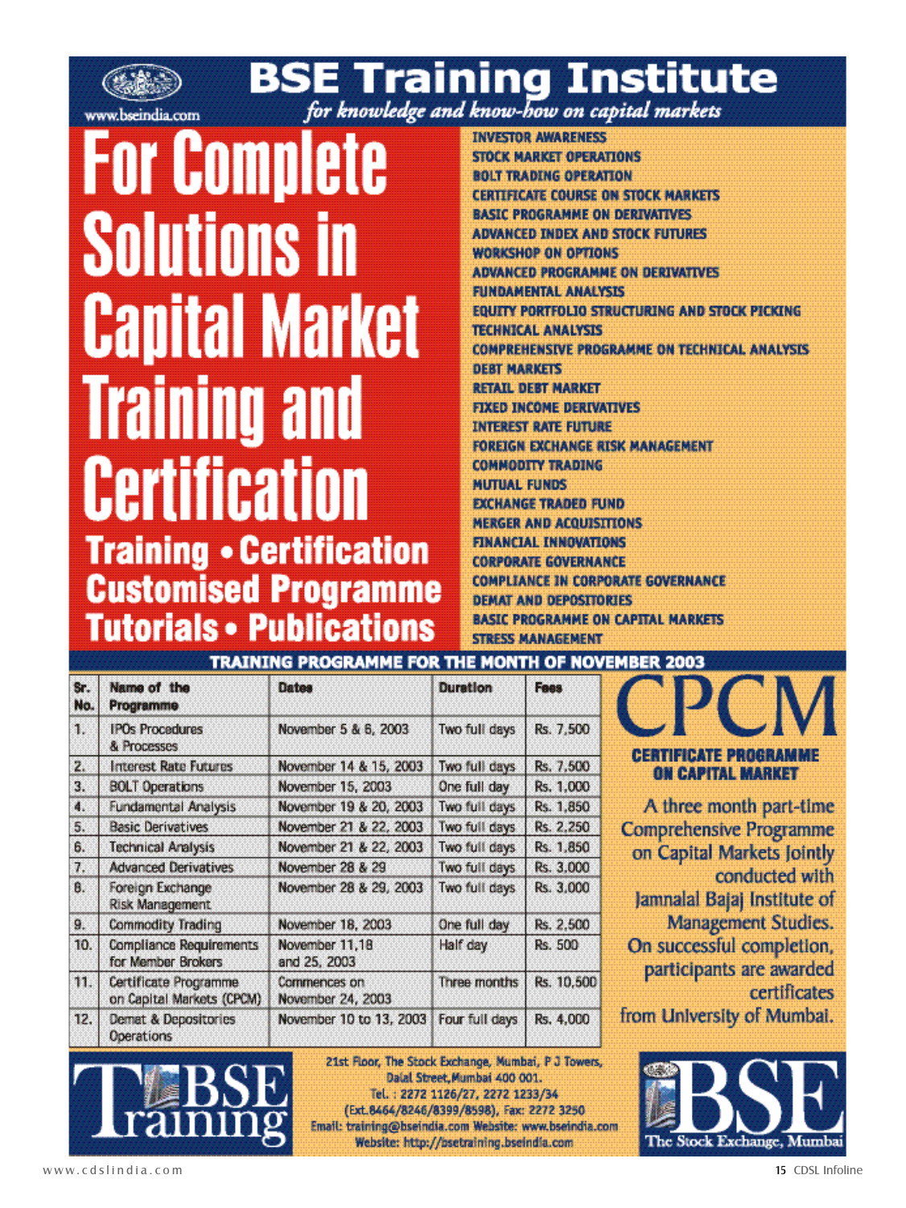# BSE Training Institute

*for knowledge and know-how on capital markets*

www.bseindia.com

## For Complete Solutions in Capital Market Training and Certification

**Training • Certification**
**Customised Programme**
**Tutorials • Publications**

- INVESTOR AWARENESS
- STOCK MARKET OPERATIONS
- BOLT TRADING OPERATION
- CERTIFICATE COURSE ON STOCK MARKETS
- BASIC PROGRAMME ON DERIVATIVES
- ADVANCED INDEX AND STOCK FUTURES
- WORKSHOP ON OPTIONS
- ADVANCED PROGRAMME ON DERIVATIVES
- FUNDAMENTAL ANALYSIS
- EQUITY PORTFOLIO STRUCTURING AND STOCK PICKING
- TECHNICAL ANALYSIS
- COMPREHENSIVE PROGRAMME ON TECHNICAL ANALYSIS
- DEBT MARKETS
- RETAIL DEBT MARKET
- FIXED INCOME DERIVATIVES
- INTEREST RATE FUTURE
- FOREIGN EXCHANGE RISK MANAGEMENT
- COMMODITY TRADING
- MUTUAL FUNDS
- EXCHANGE TRADED FUND
- MERGER AND ACQUISITIONS
- FINANCIAL INNOVATIONS
- CORPORATE GOVERNANCE
- COMPLIANCE IN CORPORATE GOVERNANCE
- DEMAT AND DEPOSITORIES
- BASIC PROGRAMME ON CAPITAL MARKETS
- STRESS MANAGEMENT

### TRAINING PROGRAMME FOR THE MONTH OF NOVEMBER 2003

| Sr. No. | Name of the Programme | Dates | Duration | Fees |
|---|---|---|---|---|
| 1. | IPOs Procedures & Processes | November 5 & 6, 2003 | Two full days | Rs. 7,500 |
| 2. | Interest Rate Futures | November 14 & 15, 2003 | Two full days | Rs. 7,500 |
| 3. | BOLT Operations | November 15, 2003 | One full day | Rs. 1,000 |
| 4. | Fundamental Analysis | November 19 & 20, 2003 | Two full days | Rs. 1,850 |
| 5. | Basic Derivatives | November 21 & 22, 2003 | Two full days | Rs. 2,250 |
| 6. | Technical Analysis | November 21 & 22, 2003 | Two full days | Rs. 1,850 |
| 7. | Advanced Derivatives | November 28 & 29 | Two full days | Rs. 3,000 |
| 8. | Foreign Exchange Risk Management | November 28 & 29, 2003 | Two full days | Rs. 3,000 |
| 9. | Commodity Trading | November 18, 2003 | One full day | Rs. 2,500 |
| 10. | Compliance Requirements for Member Brokers | November 11,18 and 25, 2003 | Half day | Rs. 500 |
| 11. | Certificate Programme on Capital Markets (CPCM) | Commences on November 24, 2003 | Three months | Rs. 10,500 |
| 12. | Demat & Depositories Operations | November 10 to 13, 2003 | Four full days | Rs. 4,000 |

## CPCM

**CERTIFICATE PROGRAMME ON CAPITAL MARKET**

A three month part-time Comprehensive Programme on Capital Markets jointly conducted with Jamnalal Bajaj Institute of Management Studies. On successful completion, participants are awarded certificates from University of Mumbai.

BSE Training

21st Floor, The Stock Exchange, Mumbai, P J Towers, Dalal Street, Mumbai 400 001.
Tel. : 2272 1126/27, 2272 1233/34 (Ext.8464/8246/8399/8598), Fax: 2272 3250
Email: training@bseindia.com Website: www.bseindia.com
Website: http://bsetraining.bseindia.com

BSE The Stock Exchange, Mumbai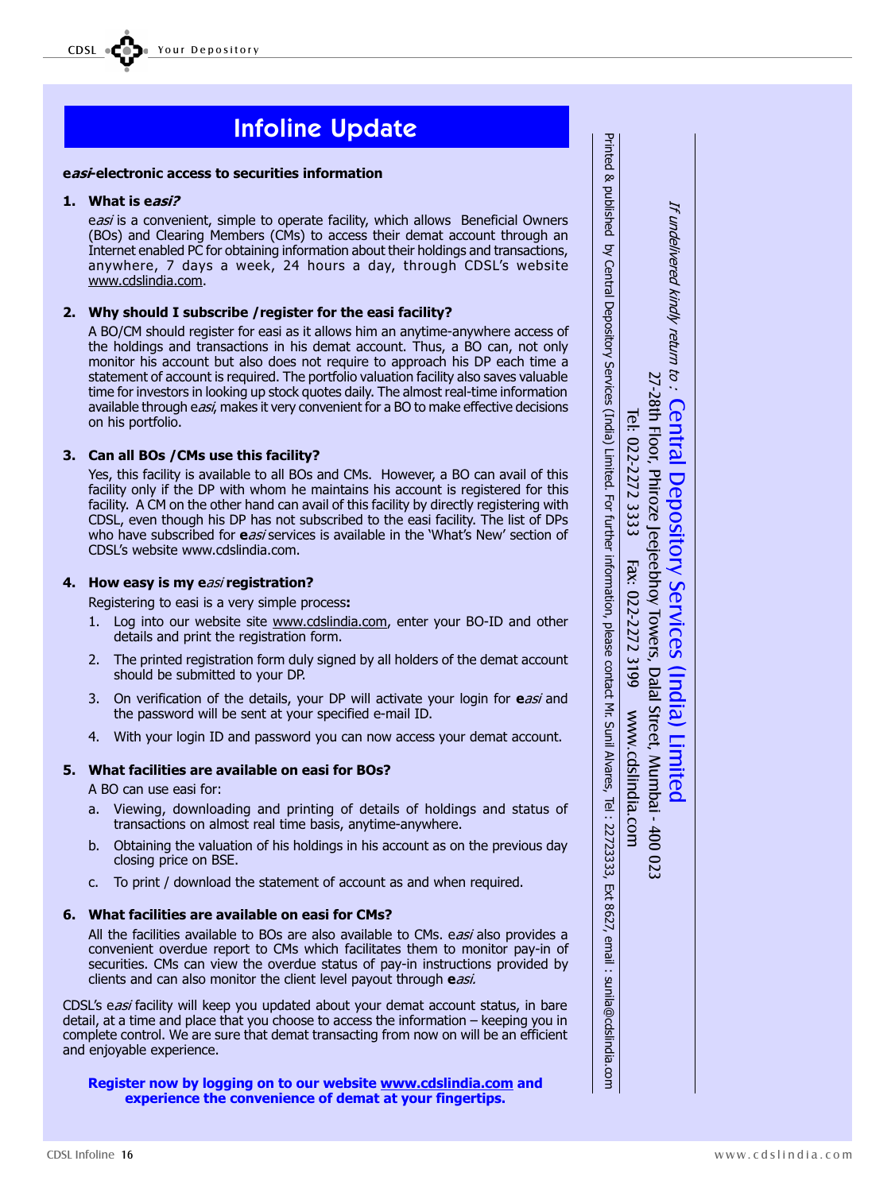# Infoline Update

**e*asi*-electronic access to securities information**

**1. What is e*asi*?**

e*asi* is a convenient, simple to operate facility, which allows Beneficial Owners (BOs) and Clearing Members (CMs) to access their demat account through an Internet enabled PC for obtaining information about their holdings and transactions, anywhere, 7 days a week, 24 hours a day, through CDSL's website www.cdslindia.com.

**2. Why should I subscribe /register for the easi facility?**

A BO/CM should register for easi as it allows him an anytime-anywhere access of the holdings and transactions in his demat account. Thus, a BO can, not only monitor his account but also does not require to approach his DP each time a statement of account is required. The portfolio valuation facility also saves valuable time for investors in looking up stock quotes daily. The almost real-time information available through e*asi*, makes it very convenient for a BO to make effective decisions on his portfolio.

**3. Can all BOs /CMs use this facility?**

Yes, this facility is available to all BOs and CMs. However, a BO can avail of this facility only if the DP with whom he maintains his account is registered for this facility. A CM on the other hand can avail of this facility by directly registering with CDSL, even though his DP has not subscribed to the easi facility. The list of DPs who have subscribed for **e***asi* services is available in the 'What's New' section of CDSL's website www.cdslindia.com.

**4. How easy is my e*asi* registration?**

Registering to easi is a very simple process**:**

1. Log into our website site www.cdslindia.com, enter your BO-ID and other details and print the registration form.
2. The printed registration form duly signed by all holders of the demat account should be submitted to your DP.
3. On verification of the details, your DP will activate your login for **e***asi* and the password will be sent at your specified e-mail ID.
4. With your login ID and password you can now access your demat account.

**5. What facilities are available on easi for BOs?**

A BO can use easi for:

a. Viewing, downloading and printing of details of holdings and status of transactions on almost real time basis, anytime-anywhere.

b. Obtaining the valuation of his holdings in his account as on the previous day closing price on BSE.

c. To print / download the statement of account as and when required.

**6. What facilities are available on easi for CMs?**

All the facilities available to BOs are also available to CMs. e*asi* also provides a convenient overdue report to CMs which facilitates them to monitor pay-in of securities. CMs can view the overdue status of pay-in instructions provided by clients and can also monitor the client level payout through **e***asi.*

CDSL's e*asi* facility will keep you updated about your demat account status, in bare detail, at a time and place that you choose to access the information – keeping you in complete control. We are sure that demat transacting from now on will be an efficient and enjoyable experience.

**Register now by logging on to our website www.cdslindia.com and experience the convenience of demat at your fingertips.**

*If undelivered kindly return to :* Central Depository Services (India) Limited
27-28th Floor, Phiroze Jeejeebhoy Towers, Dalal Street, Mumbai - 400 023
Tel: 022-2272 3333 Fax: 022-2272 3199 www.cdslindia.com

Printed & published by Central Depository Services (India) Limited. For further information, please contact Mr. Sunil Alvares, Tel : 22723333, Ext 8627, email : sunila@cdslindia.com